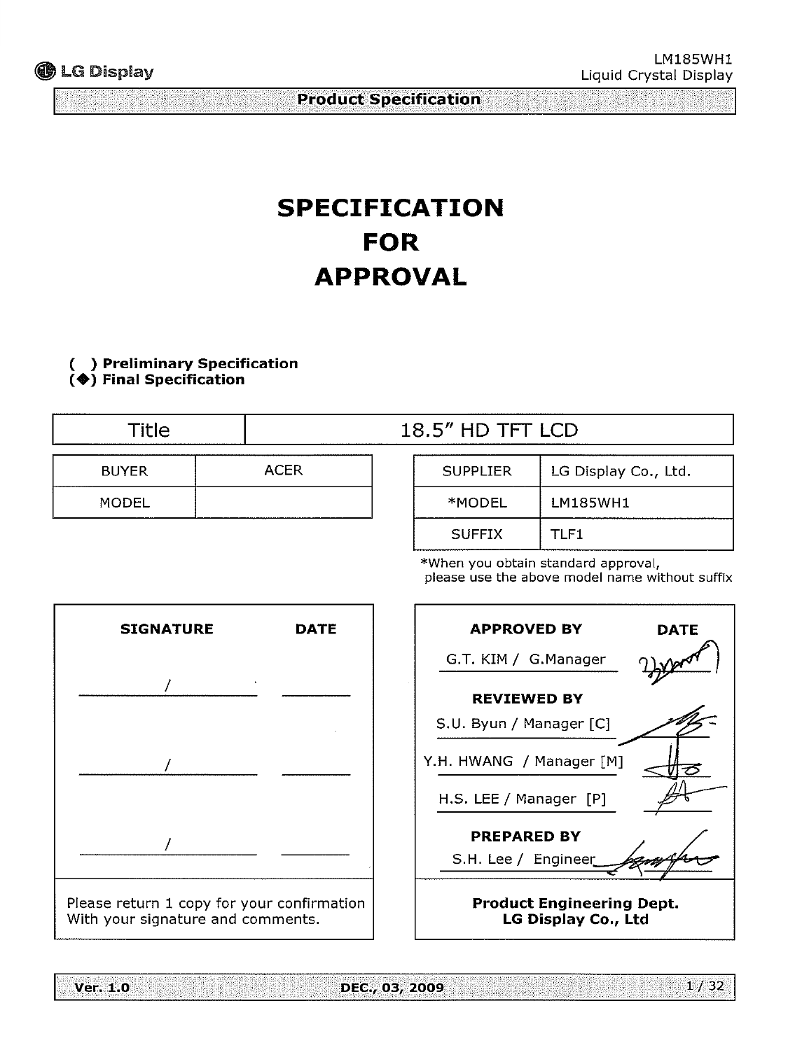# SPECIFICATION FOR APPROVAL

( ) Preliminary Specification
(◆) Final Specification

| Title | 18.5" HD TFT LCD |
|---|---|

| BUYER | ACER |
|---|---|
| MODEL | |

| SUPPLIER | LG Display Co., Ltd. |
|---|---|
| *MODEL | LM185WH1 |
| SUFFIX | TLF1 |

*When you obtain standard approval, please use the above model name without suffix

| SIGNATURE | DATE |
|---|---|
| / | |
| / | |
| / | |

Please return 1 copy for your confirmation With your signature and comments.

| APPROVED BY | DATE |
|---|---|
| G.T. KIM / G.Manager | |
| **REVIEWED BY** | |
| S.U. Byun / Manager [C] | |
| Y.H. HWANG / Manager [M] | |
| H.S. LEE / Manager [P] | |
| **PREPARED BY** | |
| S.H. Lee / Engineer | |

**Product Engineering Dept.**
**LG Display Co., Ltd**

Ver. 1.0 DEC., 03, 2009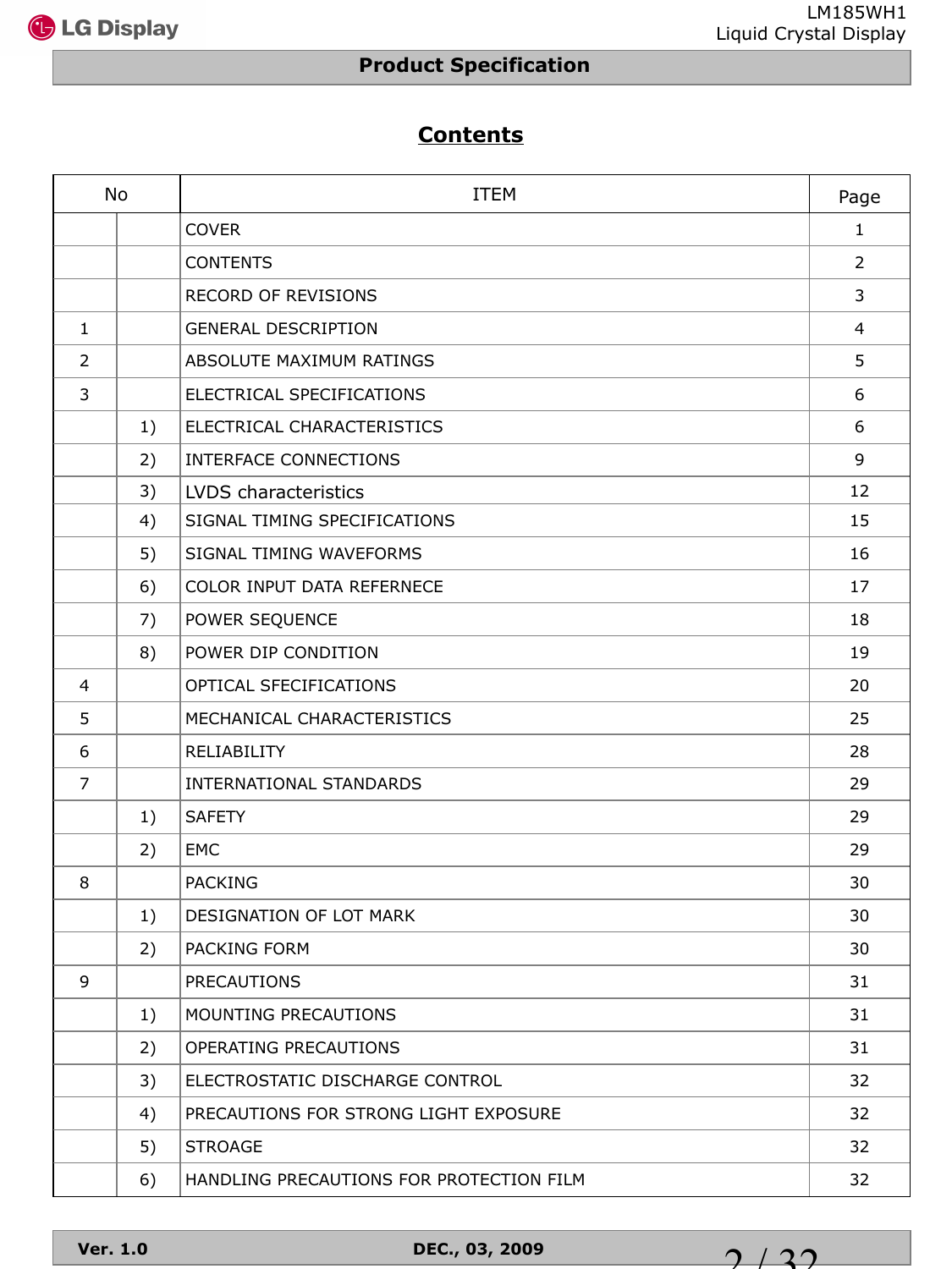# Contents

| No | | ITEM | Page |
|---|---|---|---|
| | | COVER | 1 |
| | | CONTENTS | 2 |
| | | RECORD OF REVISIONS | 3 |
| 1 | | GENERAL DESCRIPTION | 4 |
| 2 | | ABSOLUTE MAXIMUM RATINGS | 5 |
| 3 | | ELECTRICAL SPECIFICATIONS | 6 |
| | 1) | ELECTRICAL CHARACTERISTICS | 6 |
| | 2) | INTERFACE CONNECTIONS | 9 |
| | 3) | LVDS characteristics | 12 |
| | 4) | SIGNAL TIMING SPECIFICATIONS | 15 |
| | 5) | SIGNAL TIMING WAVEFORMS | 16 |
| | 6) | COLOR INPUT DATA REFERNECE | 17 |
| | 7) | POWER SEQUENCE | 18 |
| | 8) | POWER DIP CONDITION | 19 |
| 4 | | OPTICAL SFECIFICATIONS | 20 |
| 5 | | MECHANICAL CHARACTERISTICS | 25 |
| 6 | | RELIABILITY | 28 |
| 7 | | INTERNATIONAL STANDARDS | 29 |
| | 1) | SAFETY | 29 |
| | 2) | EMC | 29 |
| 8 | | PACKING | 30 |
| | 1) | DESIGNATION OF LOT MARK | 30 |
| | 2) | PACKING FORM | 30 |
| 9 | | PRECAUTIONS | 31 |
| | 1) | MOUNTING PRECAUTIONS | 31 |
| | 2) | OPERATING PRECAUTIONS | 31 |
| | 3) | ELECTROSTATIC DISCHARGE CONTROL | 32 |
| | 4) | PRECAUTIONS FOR STRONG LIGHT EXPOSURE | 32 |
| | 5) | STROAGE | 32 |
| | 6) | HANDLING PRECAUTIONS FOR PROTECTION FILM | 32 |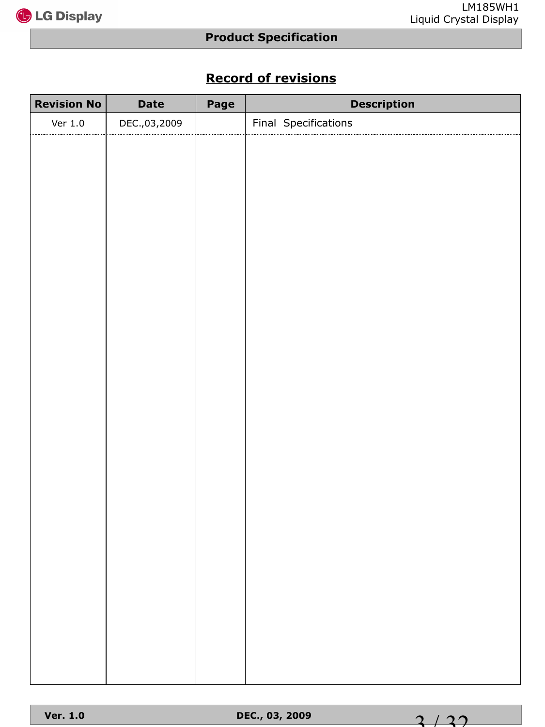# Record of revisions

| Revision No | Date | Page | Description |
|---|---|---|---|
| Ver 1.0 | DEC.,03,2009 | | Final  Specifications |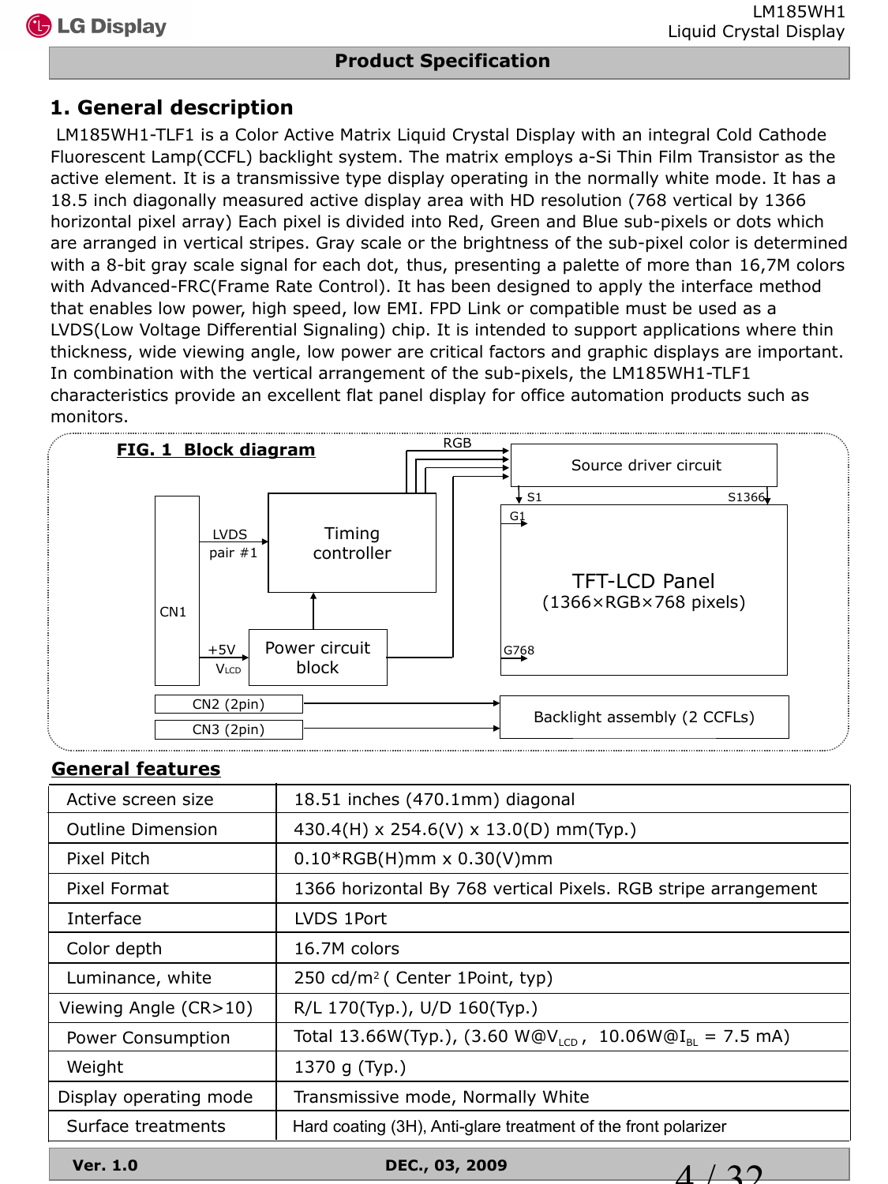## 1. General description

LM185WH1-TLF1 is a Color Active Matrix Liquid Crystal Display with an integral Cold Cathode Fluorescent Lamp(CCFL) backlight system. The matrix employs a-Si Thin Film Transistor as the active element. It is a transmissive type display operating in the normally white mode. It has a 18.5 inch diagonally measured active display area with HD resolution (768 vertical by 1366 horizontal pixel array) Each pixel is divided into Red, Green and Blue sub-pixels or dots which are arranged in vertical stripes. Gray scale or the brightness of the sub-pixel color is determined with a 8-bit gray scale signal for each dot, thus, presenting a palette of more than 16,7M colors with Advanced-FRC(Frame Rate Control). It has been designed to apply the interface method that enables low power, high speed, low EMI. FPD Link or compatible must be used as a LVDS(Low Voltage Differential Signaling) chip. It is intended to support applications where thin thickness, wide viewing angle, low power are critical factors and graphic displays are important. In combination with the vertical arrangement of the sub-pixels, the LM185WH1-TLF1 characteristics provide an excellent flat panel display for office automation products such as monitors.

**FIG. 1 Block diagram**

CN1 — LVDS pair #1 → Timing controller → RGB → Source driver circuit (S1 … S1366) → TFT-LCD Panel (1366×RGB×768 pixels) (G1 … G768)

CN1 — +5V $V_{LCD}$ → Power circuit block → Timing controller / Source driver circuit / TFT-LCD Panel

CN2 (2pin), CN3 (2pin) → Backlight assembly (2 CCFLs)

### General features

| | |
|---|---|
| Active screen size | 18.51 inches (470.1mm) diagonal |
| Outline Dimension | 430.4(H) x 254.6(V) x 13.0(D) mm(Typ.) |
| Pixel Pitch | 0.10*RGB(H)mm x 0.30(V)mm |
| Pixel Format | 1366 horizontal By 768 vertical Pixels. RGB stripe arrangement |
| Interface | LVDS 1Port |
| Color depth | 16.7M colors |
| Luminance, white | 250 cd/m$^2$ ( Center 1Point, typ) |
| Viewing Angle (CR>10) | R/L 170(Typ.), U/D 160(Typ.) |
| Power Consumption | Total 13.66W(Typ.), (3.60 W@$V_{LCD}$ , 10.06W@$I_{BL}$ = 7.5 mA) |
| Weight | 1370 g (Typ.) |
| Display operating mode | Transmissive mode, Normally White |
| Surface treatments | Hard coating (3H), Anti-glare treatment of the front polarizer |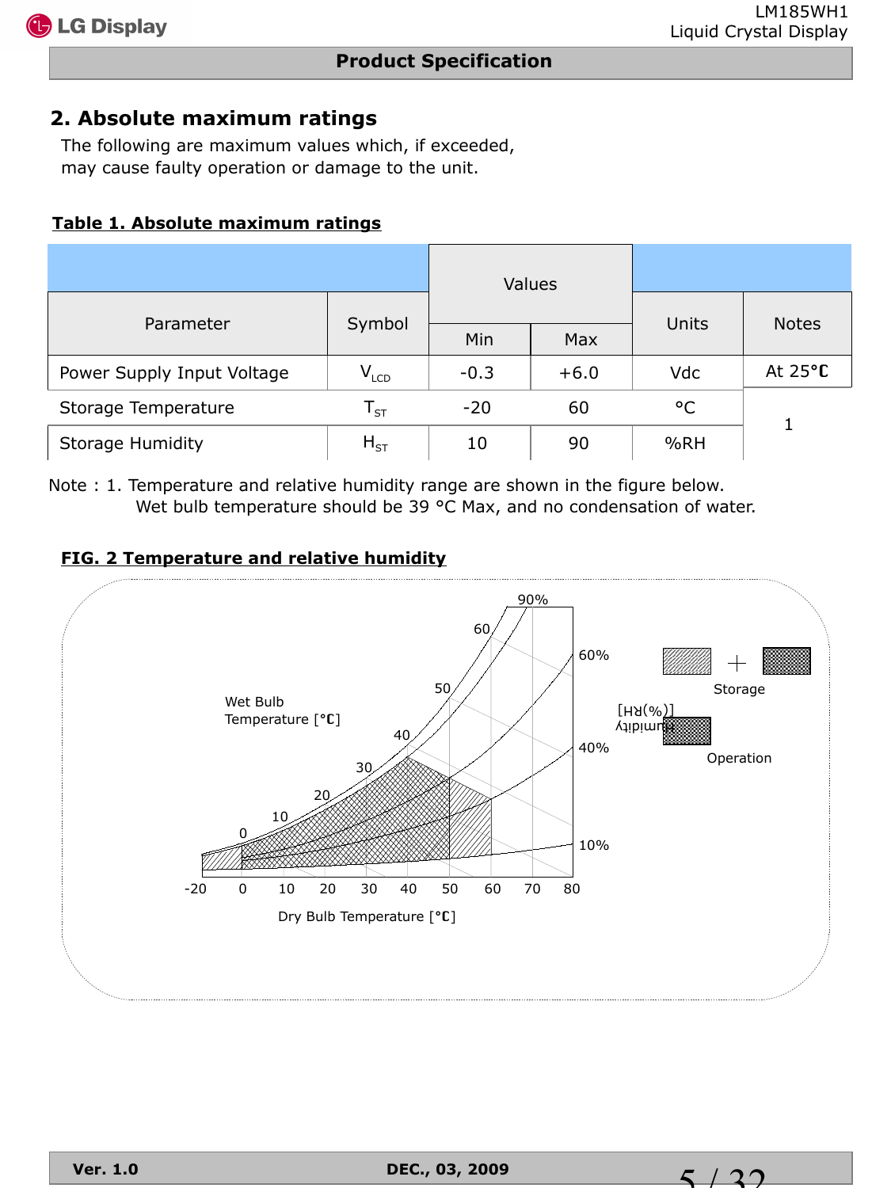## 2. Absolute maximum ratings

The following are maximum values which, if exceeded, may cause faulty operation or damage to the unit.

**Table 1. Absolute maximum ratings**

| Parameter | Symbol | Values | | Units | Notes |
|---|---|---|---|---|---|
| | | Min | Max | | |
| Power Supply Input Voltage | $V_{LCD}$ | -0.3 | +6.0 | Vdc | At 25°C |
| Storage Temperature | $T_{ST}$ | -20 | 60 | °C | 1 |
| Storage Humidity | $H_{ST}$ | 10 | 90 | %RH | 1 |

Note : 1. Temperature and relative humidity range are shown in the figure below.
Wet bulb temperature should be 39 °C Max, and no condensation of water.

**FIG. 2 Temperature and relative humidity**

Wet Bulb Temperature [°C]

Humidity [(%)RH]

Storage

Operation

Dry Bulb Temperature [°C]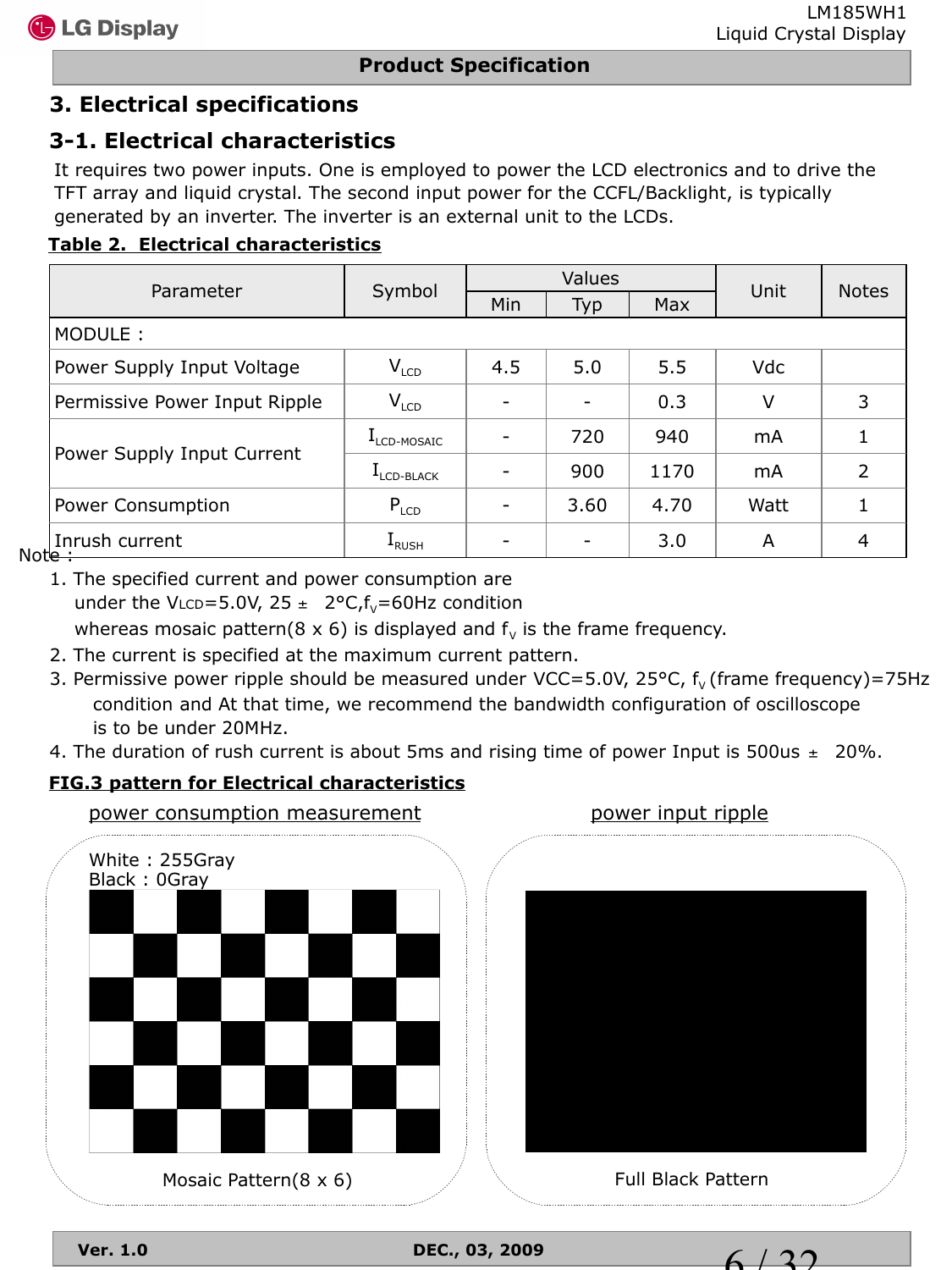# 3. Electrical specifications

## 3-1. Electrical characteristics

It requires two power inputs. One is employed to power the LCD electronics and to drive the TFT array and liquid crystal. The second input power for the CCFL/Backlight, is typically generated by an inverter. The inverter is an external unit to the LCDs.

**Table 2. Electrical characteristics**

| Parameter | Symbol | Values | | | Unit | Notes |
|---|---|---|---|---|---|---|
| | | Min | Typ | Max | | |
| MODULE : | | | | | | |
| Power Supply Input Voltage | $V_{LCD}$ | 4.5 | 5.0 | 5.5 | Vdc | |
| Permissive Power Input Ripple | $V_{LCD}$ | - | - | 0.3 | V | 3 |
| Power Supply Input Current | $I_{LCD\text{-}MOSAIC}$ | - | 720 | 940 | mA | 1 |
| | $I_{LCD\text{-}BLACK}$ | - | 900 | 1170 | mA | 2 |
| Power Consumption | $P_{LCD}$ | - | 3.60 | 4.70 | Watt | 1 |
| Inrush current | $I_{RUSH}$ | - | - | 3.0 | A | 4 |

Note :

1. The specified current and power consumption are under the $V_{LCD}$=5.0V, 25 ± 2°C, $f_V$=60Hz condition whereas mosaic pattern(8 x 6) is displayed and $f_V$ is the frame frequency.
2. The current is specified at the maximum current pattern.
3. Permissive power ripple should be measured under VCC=5.0V, 25°C, $f_V$ (frame frequency)=75Hz condition and At that time, we recommend the bandwidth configuration of oscilloscope is to be under 20MHz.
4. The duration of rush current is about 5ms and rising time of power Input is 500us ± 20%.

**FIG.3 pattern for Electrical characteristics**

power consumption measurement

White : 255Gray
Black : 0Gray

Mosaic Pattern(8 x 6)

power input ripple

Full Black Pattern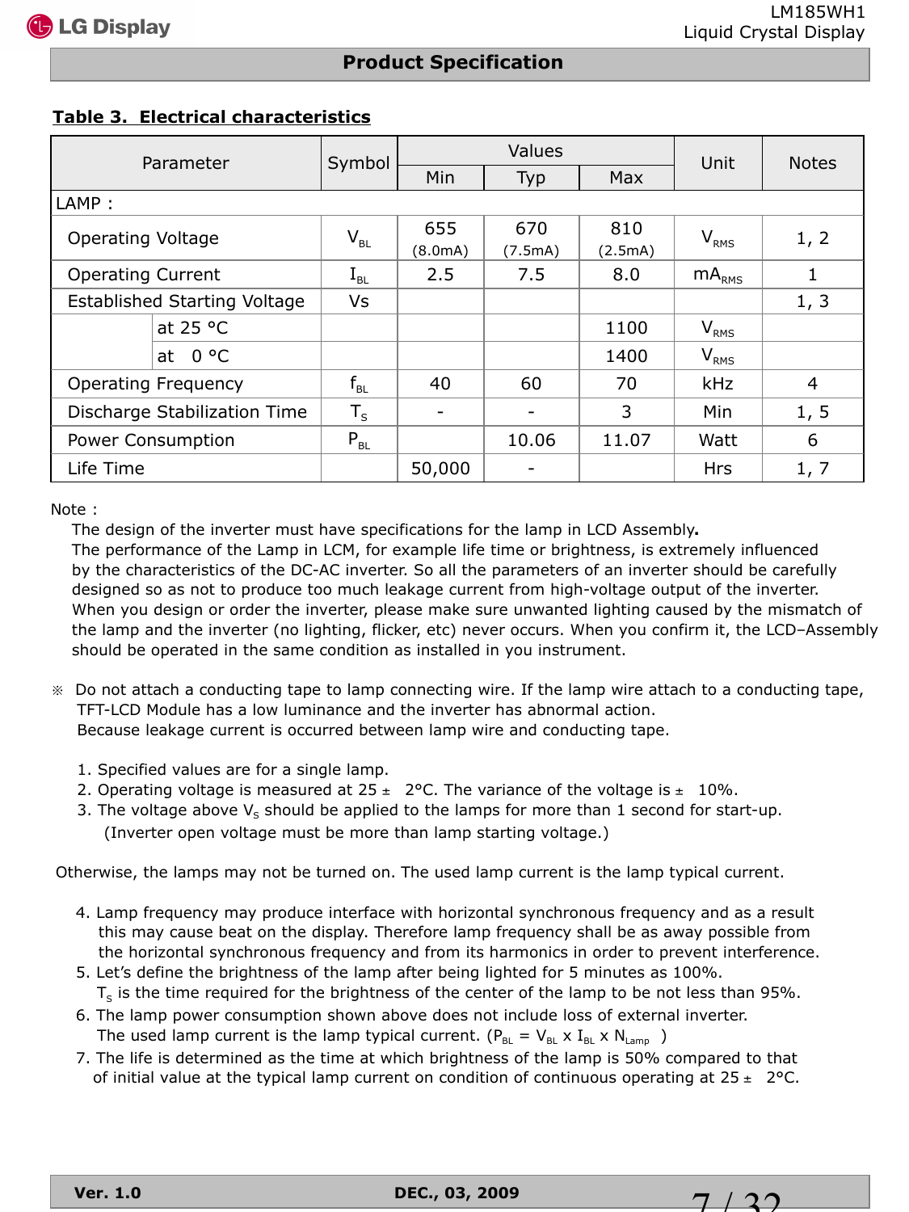**Table 3. Electrical characteristics**

| Parameter | | Symbol | Values | | | Unit | Notes |
|---|---|---|---|---|---|---|---|
| | | | Min | Typ | Max | | |
| LAMP : | | | | | | | |
| Operating Voltage | | $V_{BL}$ | 655 (8.0mA) | 670 (7.5mA) | 810 (2.5mA) | $V_{RMS}$ | 1, 2 |
| Operating Current | | $I_{BL}$ | 2.5 | 7.5 | 8.0 | $mA_{RMS}$ | 1 |
| Established Starting Voltage | | Vs | | | | | 1, 3 |
| | at 25 °C | | | | 1100 | $V_{RMS}$ | |
| | at 0 °C | | | | 1400 | $V_{RMS}$ | |
| Operating Frequency | | $f_{BL}$ | 40 | 60 | 70 | kHz | 4 |
| Discharge Stabilization Time | | $T_S$ | - | - | 3 | Min | 1, 5 |
| Power Consumption | | $P_{BL}$ | | 10.06 | 11.07 | Watt | 6 |
| Life Time | | | 50,000 | - | | Hrs | 1, 7 |

Note :

The design of the inverter must have specifications for the lamp in LCD Assembly.
The performance of the Lamp in LCM, for example life time or brightness, is extremely influenced by the characteristics of the DC-AC inverter. So all the parameters of an inverter should be carefully designed so as not to produce too much leakage current from high-voltage output of the inverter. When you design or order the inverter, please make sure unwanted lighting caused by the mismatch of the lamp and the inverter (no lighting, flicker, etc) never occurs. When you confirm it, the LCD–Assembly should be operated in the same condition as installed in you instrument.

※ Do not attach a conducting tape to lamp connecting wire. If the lamp wire attach to a conducting tape, TFT-LCD Module has a low luminance and the inverter has abnormal action. Because leakage current is occurred between lamp wire and conducting tape.

1. Specified values are for a single lamp.
2. Operating voltage is measured at 25 ± 2°C. The variance of the voltage is ± 10%.
3. The voltage above $V_S$ should be applied to the lamps for more than 1 second for start-up. (Inverter open voltage must be more than lamp starting voltage.)

Otherwise, the lamps may not be turned on. The used lamp current is the lamp typical current.

4. Lamp frequency may produce interface with horizontal synchronous frequency and as a result this may cause beat on the display. Therefore lamp frequency shall be as away possible from the horizontal synchronous frequency and from its harmonics in order to prevent interference.
5. Let's define the brightness of the lamp after being lighted for 5 minutes as 100%. $T_S$ is the time required for the brightness of the center of the lamp to be not less than 95%.
6. The lamp power consumption shown above does not include loss of external inverter. The used lamp current is the lamp typical current. ($P_{BL} = V_{BL} \times I_{BL} \times N_{Lamp}$ )
7. The life is determined as the time at which brightness of the lamp is 50% compared to that of initial value at the typical lamp current on condition of continuous operating at 25 ± 2°C.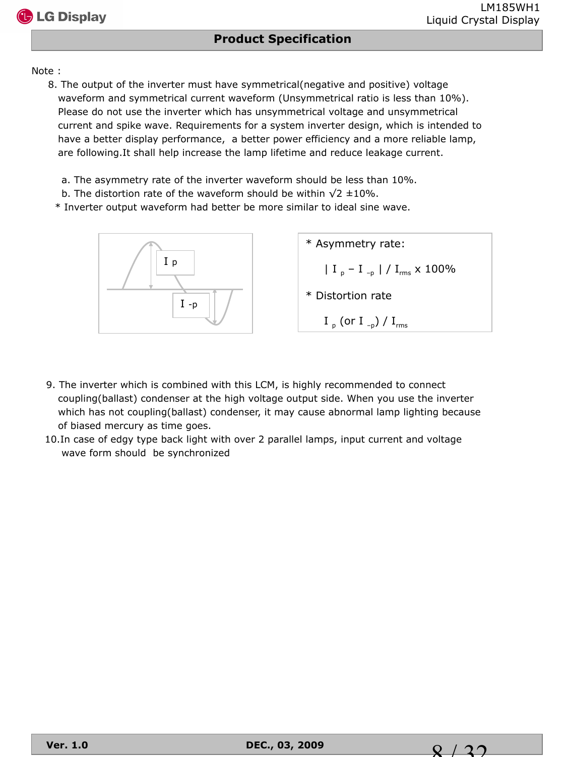Note :

8. The output of the inverter must have symmetrical(negative and positive) voltage waveform and symmetrical current waveform (Unsymmetrical ratio is less than 10%). Please do not use the inverter which has unsymmetrical voltage and unsymmetrical current and spike wave. Requirements for a system inverter design, which is intended to have a better display performance, a better power efficiency and a more reliable lamp, are following.It shall help increase the lamp lifetime and reduce leakage current.

   a. The asymmetry rate of the inverter waveform should be less than 10%.
   b. The distortion rate of the waveform should be within √2 ±10%.

   * Inverter output waveform had better be more similar to ideal sine wave.

   I p

   I -p

   * Asymmetry rate:

   $| I_p - I_{-p} | / I_{rms} \times 100\%$

   * Distortion rate

   $I_p$ (or $I_{-p}$) / $I_{rms}$

9. The inverter which is combined with this LCM, is highly recommended to connect coupling(ballast) condenser at the high voltage output side. When you use the inverter which has not coupling(ballast) condenser, it may cause abnormal lamp lighting because of biased mercury as time goes.

10. In case of edgy type back light with over 2 parallel lamps, input current and voltage wave form should be synchronized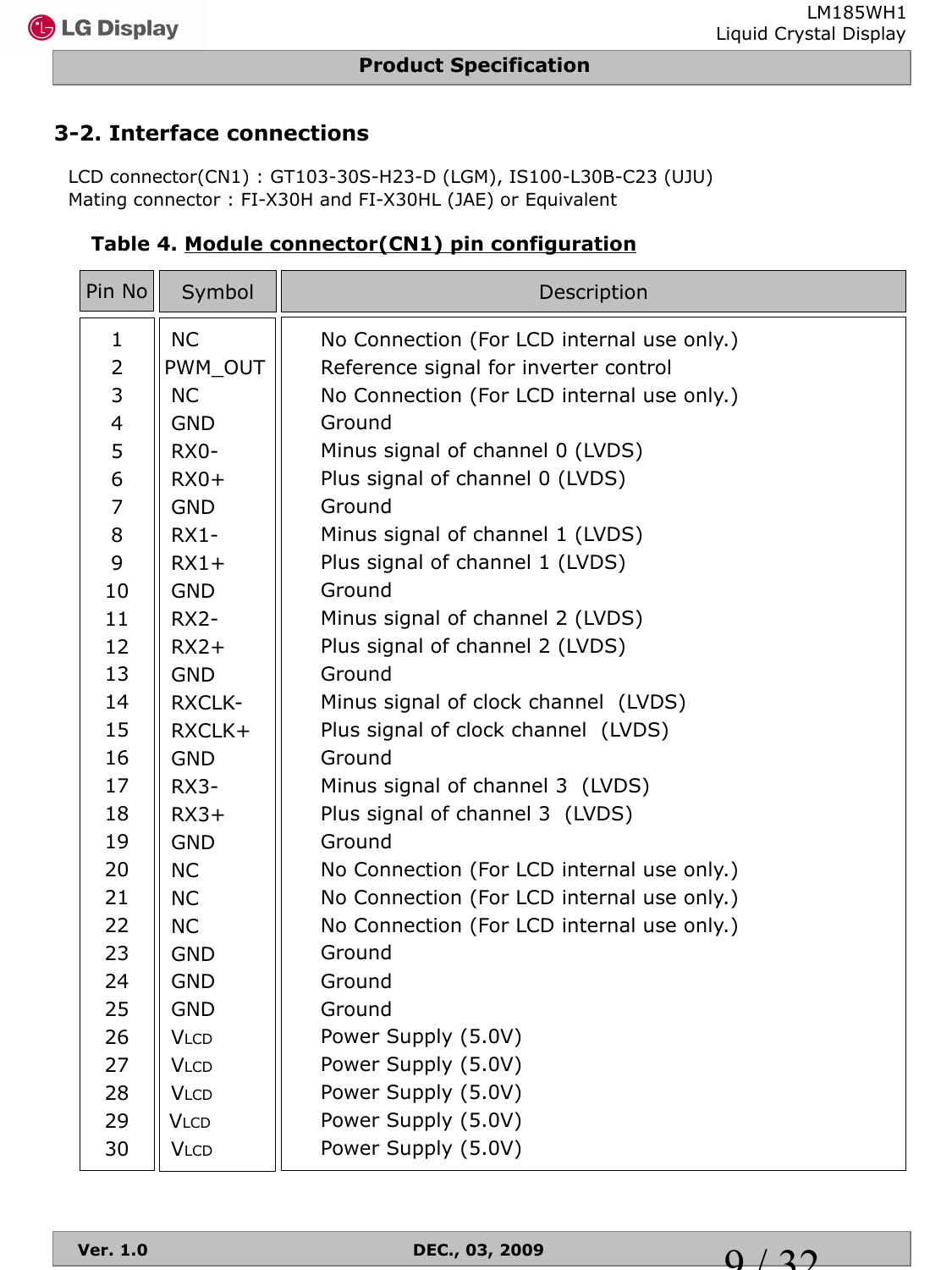## 3-2. Interface connections

LCD connector(CN1) : GT103-30S-H23-D (LGM), IS100-L30B-C23 (UJU)
Mating connector : FI-X30H and FI-X30HL (JAE) or Equivalent

**Table 4. Module connector(CN1) pin configuration**

| Pin No | Symbol | Description |
|---|---|---|
| 1 | NC | No Connection (For LCD internal use only.) |
| 2 | PWM_OUT | Reference signal for inverter control |
| 3 | NC | No Connection (For LCD internal use only.) |
| 4 | GND | Ground |
| 5 | RX0- | Minus signal of channel 0 (LVDS) |
| 6 | RX0+ | Plus signal of channel 0 (LVDS) |
| 7 | GND | Ground |
| 8 | RX1- | Minus signal of channel 1 (LVDS) |
| 9 | RX1+ | Plus signal of channel 1 (LVDS) |
| 10 | GND | Ground |
| 11 | RX2- | Minus signal of channel 2 (LVDS) |
| 12 | RX2+ | Plus signal of channel 2 (LVDS) |
| 13 | GND | Ground |
| 14 | RXCLK- | Minus signal of clock channel (LVDS) |
| 15 | RXCLK+ | Plus signal of clock channel (LVDS) |
| 16 | GND | Ground |
| 17 | RX3- | Minus signal of channel 3 (LVDS) |
| 18 | RX3+ | Plus signal of channel 3 (LVDS) |
| 19 | GND | Ground |
| 20 | NC | No Connection (For LCD internal use only.) |
| 21 | NC | No Connection (For LCD internal use only.) |
| 22 | NC | No Connection (For LCD internal use only.) |
| 23 | GND | Ground |
| 24 | GND | Ground |
| 25 | GND | Ground |
| 26 | $V_{LCD}$ | Power Supply (5.0V) |
| 27 | $V_{LCD}$ | Power Supply (5.0V) |
| 28 | $V_{LCD}$ | Power Supply (5.0V) |
| 29 | $V_{LCD}$ | Power Supply (5.0V) |
| 30 | $V_{LCD}$ | Power Supply (5.0V) |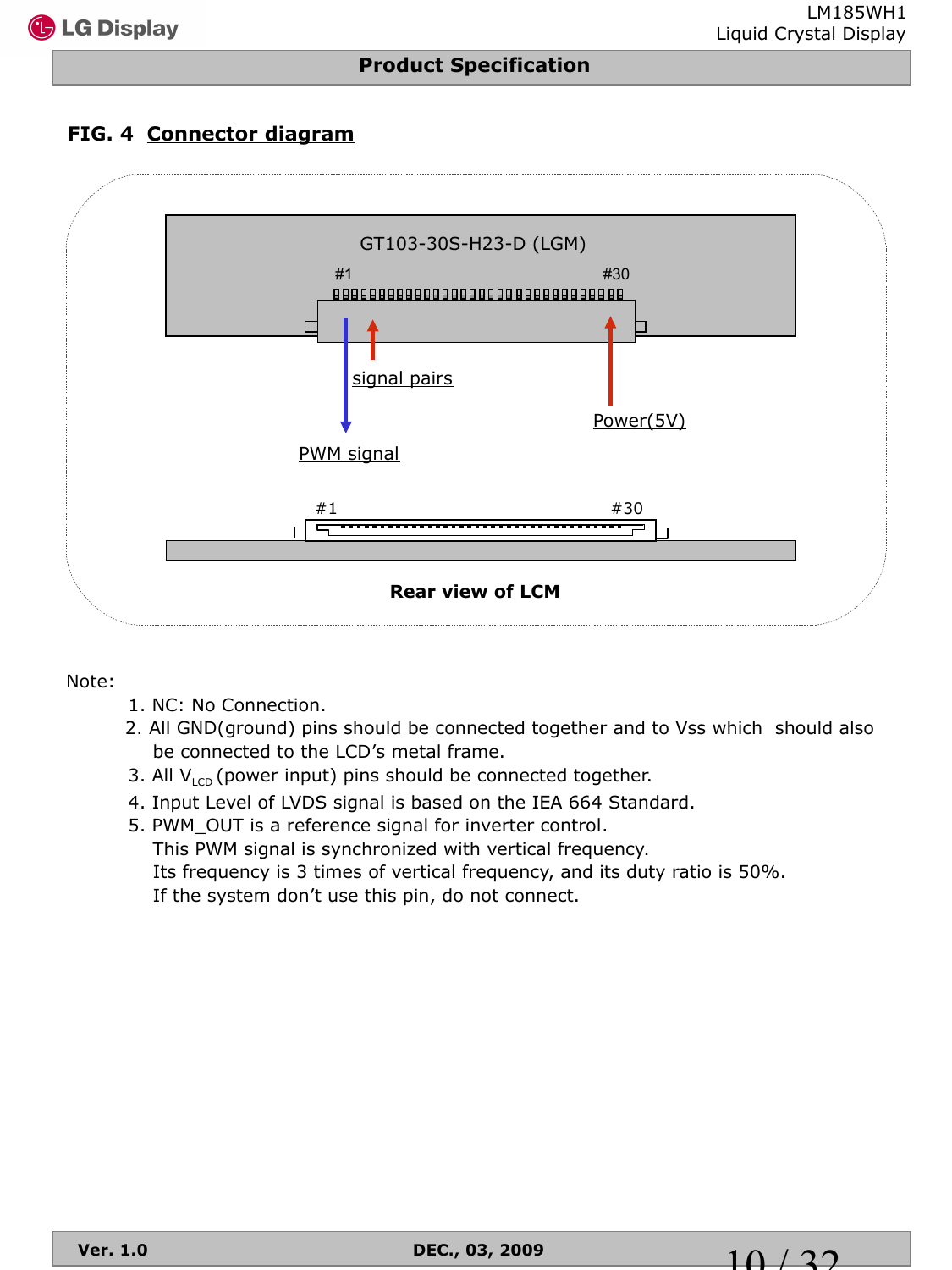## FIG. 4 Connector diagram

GT103-30S-H23-D (LGM)

#1 #30

signal pairs

Power(5V)

PWM signal

#1 #30

**Rear view of LCM**

Note:

1. NC: No Connection.
2. All GND(ground) pins should be connected together and to Vss which should also be connected to the LCD's metal frame.
3. All $V_{LCD}$ (power input) pins should be connected together.
4. Input Level of LVDS signal is based on the IEA 664 Standard.
5. PWM_OUT is a reference signal for inverter control.
   This PWM signal is synchronized with vertical frequency.
   Its frequency is 3 times of vertical frequency, and its duty ratio is 50%.
   If the system don't use this pin, do not connect.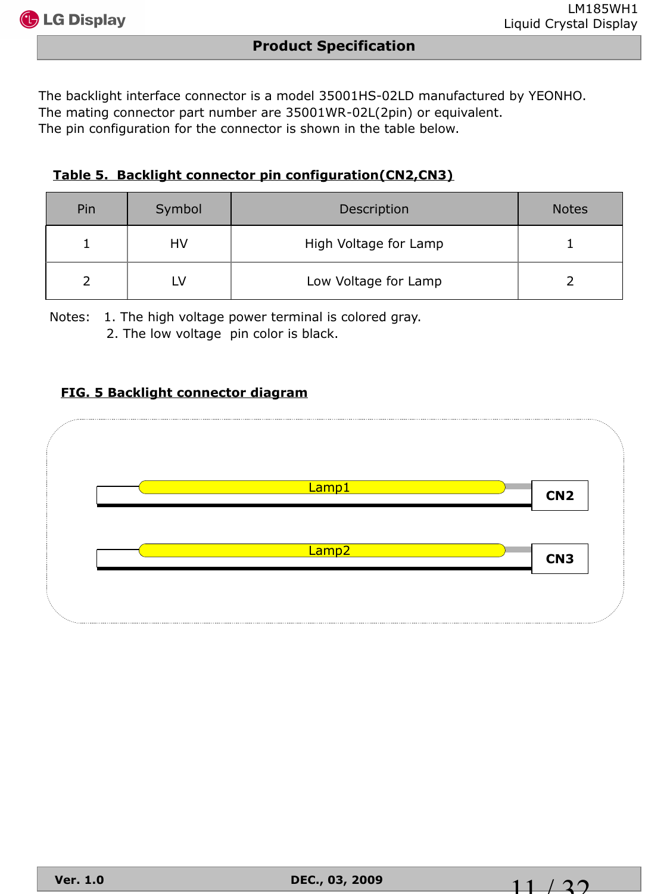The backlight interface connector is a model 35001HS-02LD manufactured by YEONHO.
The mating connector part number are 35001WR-02L(2pin) or equivalent.
The pin configuration for the connector is shown in the table below.

**Table 5. Backlight connector pin configuration(CN2,CN3)**

| Pin | Symbol | Description | Notes |
|---|---|---|---|
| 1 | HV | High Voltage for Lamp | 1 |
| 2 | LV | Low Voltage for Lamp | 2 |

Notes: 1. The high voltage power terminal is colored gray.
2. The low voltage pin color is black.

**FIG. 5 Backlight connector diagram**

Lamp1 — CN2

Lamp2 — CN3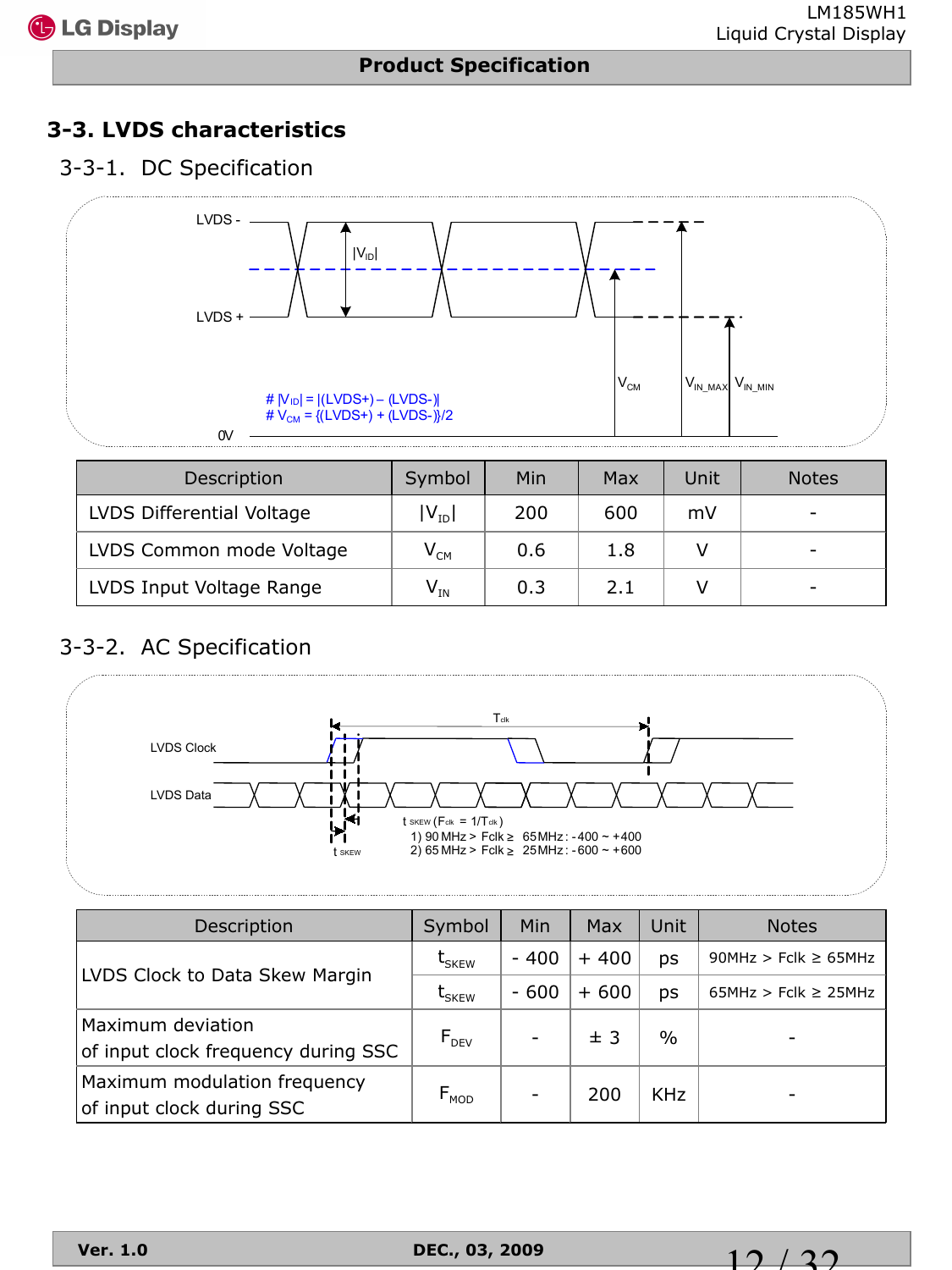## 3-3. LVDS characteristics

### 3-3-1. DC Specification

LVDS -

LVDS +

$|V_{ID}|$

$V_{CM}$ $V_{IN\_MAX}$ $V_{IN\_MIN}$

# $|V_{ID}| = |(LVDS+) - (LVDS-)|$
# $V_{CM} = \{(LVDS+) + (LVDS-)\}/2$

0V

| Description | Symbol | Min | Max | Unit | Notes |
|---|---|---|---|---|---|
| LVDS Differential Voltage | $\|V_{ID}\|$ | 200 | 600 | mV | - |
| LVDS Common mode Voltage | $V_{CM}$ | 0.6 | 1.8 | V | - |
| LVDS Input Voltage Range | $V_{IN}$ | 0.3 | 2.1 | V | - |

### 3-3-2. AC Specification

$T_{clk}$

LVDS Clock

LVDS Data

$t_{SKEW}$

$t_{SKEW}$ ($F_{clk} = 1/T_{clk}$)
1) 90 MHz > Fclk ≥ 65MHz : -400 ~ +400
2) 65 MHz > Fclk ≥ 25MHz : -600 ~ +600

| Description | Symbol | Min | Max | Unit | Notes |
|---|---|---|---|---|---|
| LVDS Clock to Data Skew Margin | $t_{SKEW}$ | - 400 | + 400 | ps | 90MHz > Fclk ≥ 65MHz |
| | $t_{SKEW}$ | - 600 | + 600 | ps | 65MHz > Fclk ≥ 25MHz |
| Maximum deviation of input clock frequency during SSC | $F_{DEV}$ | - | ± 3 | % | - |
| Maximum modulation frequency of input clock during SSC | $F_{MOD}$ | - | 200 | KHz | - |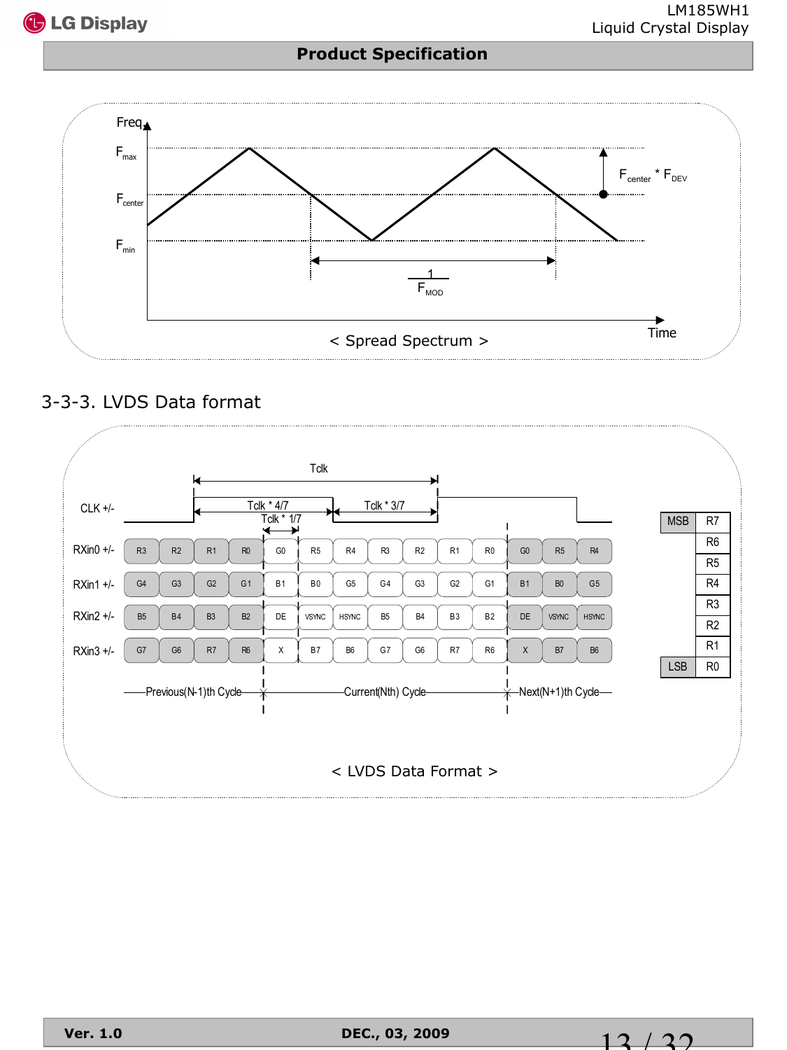Freq

$F_{max}$

$F_{center}$

$F_{min}$

$F_{center} * F_{DEV}$

$\frac{1}{F_{MOD}}$

Time

< Spread Spectrum >

### 3-3-3. LVDS Data format

Tclk

CLK +/-

Tclk * 4/7 | Tclk * 3/7 | Tclk * 1/7

| | | | | | | | | | | | | | |
|---|---|---|---|---|---|---|---|---|---|---|---|---|---|
| RXin0 +/- | R3 | R2 | R1 | R0 | G0 | R5 | R4 | R3 | R2 | R1 | R0 | G0 | R5 | R4 |
| RXin1 +/- | G4 | G3 | G2 | G1 | B1 | B0 | G5 | G4 | G3 | G2 | G1 | B1 | B0 | G5 |
| RXin2 +/- | B5 | B4 | B3 | B2 | DE | VSYNC | HSYNC | B5 | B4 | B3 | B2 | DE | VSYNC | HSYNC |
| RXin3 +/- | G7 | G6 | R7 | R6 | X | B7 | B6 | G7 | G6 | R7 | R6 | X | B7 | B6 |

Previous(N-1)th Cycle — Current(Nth) Cycle — Next(N+1)th Cycle

| | |
|---|---|
| MSB | R7 |
| | R6 |
| | R5 |
| | R4 |
| | R3 |
| | R2 |
| | R1 |
| LSB | R0 |

< LVDS Data Format >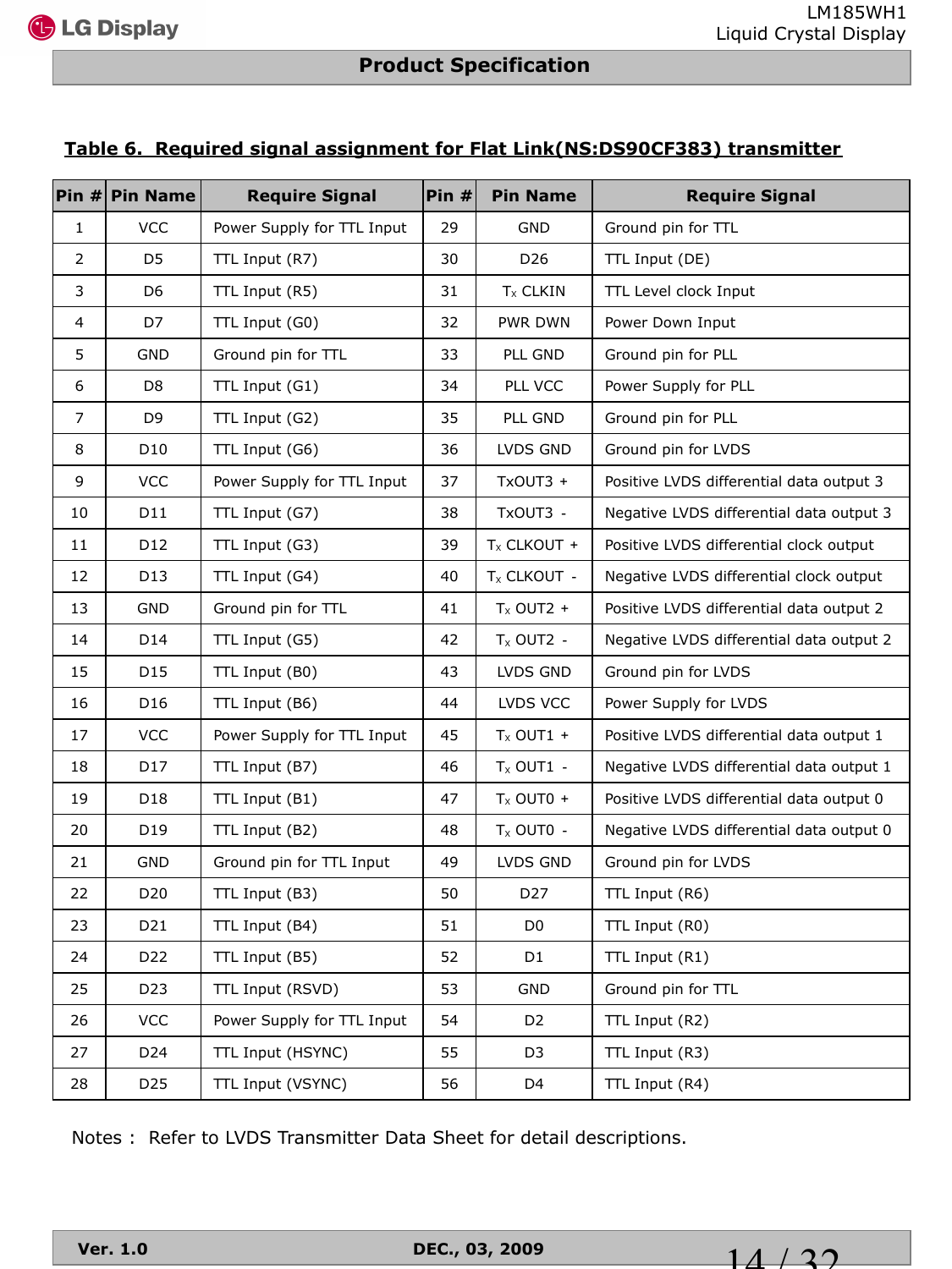## Table 6. Required signal assignment for Flat Link(NS:DS90CF383) transmitter

| Pin # | Pin Name | Require Signal | Pin # | Pin Name | Require Signal |
|---|---|---|---|---|---|
| 1 | VCC | Power Supply for TTL Input | 29 | GND | Ground pin for TTL |
| 2 | D5 | TTL Input (R7) | 30 | D26 | TTL Input (DE) |
| 3 | D6 | TTL Input (R5) | 31 | $T_X$ CLKIN | TTL Level clock Input |
| 4 | D7 | TTL Input (G0) | 32 | PWR DWN | Power Down Input |
| 5 | GND | Ground pin for TTL | 33 | PLL GND | Ground pin for PLL |
| 6 | D8 | TTL Input (G1) | 34 | PLL VCC | Power Supply for PLL |
| 7 | D9 | TTL Input (G2) | 35 | PLL GND | Ground pin for PLL |
| 8 | D10 | TTL Input (G6) | 36 | LVDS GND | Ground pin for LVDS |
| 9 | VCC | Power Supply for TTL Input | 37 | TxOUT3 + | Positive LVDS differential data output 3 |
| 10 | D11 | TTL Input (G7) | 38 | TxOUT3 - | Negative LVDS differential data output 3 |
| 11 | D12 | TTL Input (G3) | 39 | $T_X$ CLKOUT + | Positive LVDS differential clock output |
| 12 | D13 | TTL Input (G4) | 40 | $T_X$ CLKOUT - | Negative LVDS differential clock output |
| 13 | GND | Ground pin for TTL | 41 | $T_X$ OUT2 + | Positive LVDS differential data output 2 |
| 14 | D14 | TTL Input (G5) | 42 | $T_X$ OUT2 - | Negative LVDS differential data output 2 |
| 15 | D15 | TTL Input (B0) | 43 | LVDS GND | Ground pin for LVDS |
| 16 | D16 | TTL Input (B6) | 44 | LVDS VCC | Power Supply for LVDS |
| 17 | VCC | Power Supply for TTL Input | 45 | $T_X$ OUT1 + | Positive LVDS differential data output 1 |
| 18 | D17 | TTL Input (B7) | 46 | $T_X$ OUT1 - | Negative LVDS differential data output 1 |
| 19 | D18 | TTL Input (B1) | 47 | $T_X$ OUT0 + | Positive LVDS differential data output 0 |
| 20 | D19 | TTL Input (B2) | 48 | $T_X$ OUT0 - | Negative LVDS differential data output 0 |
| 21 | GND | Ground pin for TTL Input | 49 | LVDS GND | Ground pin for LVDS |
| 22 | D20 | TTL Input (B3) | 50 | D27 | TTL Input (R6) |
| 23 | D21 | TTL Input (B4) | 51 | D0 | TTL Input (R0) |
| 24 | D22 | TTL Input (B5) | 52 | D1 | TTL Input (R1) |
| 25 | D23 | TTL Input (RSVD) | 53 | GND | Ground pin for TTL |
| 26 | VCC | Power Supply for TTL Input | 54 | D2 | TTL Input (R2) |
| 27 | D24 | TTL Input (HSYNC) | 55 | D3 | TTL Input (R3) |
| 28 | D25 | TTL Input (VSYNC) | 56 | D4 | TTL Input (R4) |

Notes : Refer to LVDS Transmitter Data Sheet for detail descriptions.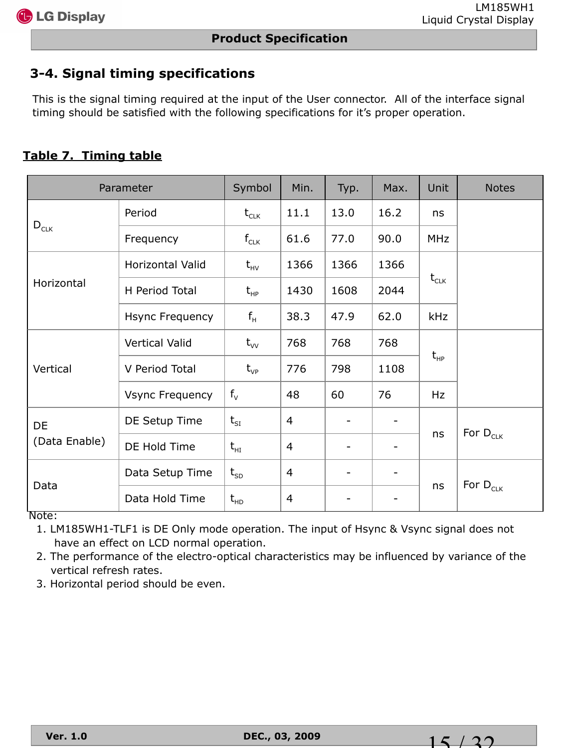## 3-4. Signal timing specifications

This is the signal timing required at the input of the User connector. All of the interface signal timing should be satisfied with the following specifications for it's proper operation.

**Table 7. Timing table**

| Parameter | | Symbol | Min. | Typ. | Max. | Unit | Notes |
|---|---|---|---|---|---|---|---|
| $D_{CLK}$ | Period | $t_{CLK}$ | 11.1 | 13.0 | 16.2 | ns | |
| | Frequency | $f_{CLK}$ | 61.6 | 77.0 | 90.0 | MHz | |
| Horizontal | Horizontal Valid | $t_{HV}$ | 1366 | 1366 | 1366 | $t_{CLK}$ | |
| | H Period Total | $t_{HP}$ | 1430 | 1608 | 2044 | $t_{CLK}$ | |
| | Hsync Frequency | $f_H$ | 38.3 | 47.9 | 62.0 | kHz | |
| Vertical | Vertical Valid | $t_{VV}$ | 768 | 768 | 768 | $t_{HP}$ | |
| | V Period Total | $t_{VP}$ | 776 | 798 | 1108 | $t_{HP}$ | |
| | Vsync Frequency | $f_V$ | 48 | 60 | 76 | Hz | |
| DE (Data Enable) | DE Setup Time | $t_{SI}$ | 4 | - | - | ns | For $D_{CLK}$ |
| | DE Hold Time | $t_{HI}$ | 4 | - | - | ns | For $D_{CLK}$ |
| Data | Data Setup Time | $t_{SD}$ | 4 | - | - | ns | For $D_{CLK}$ |
| | Data Hold Time | $t_{HD}$ | 4 | - | - | ns | For $D_{CLK}$ |

Note:

1. LM185WH1-TLF1 is DE Only mode operation. The input of Hsync & Vsync signal does not have an effect on LCD normal operation.
2. The performance of the electro-optical characteristics may be influenced by variance of the vertical refresh rates.
3. Horizontal period should be even.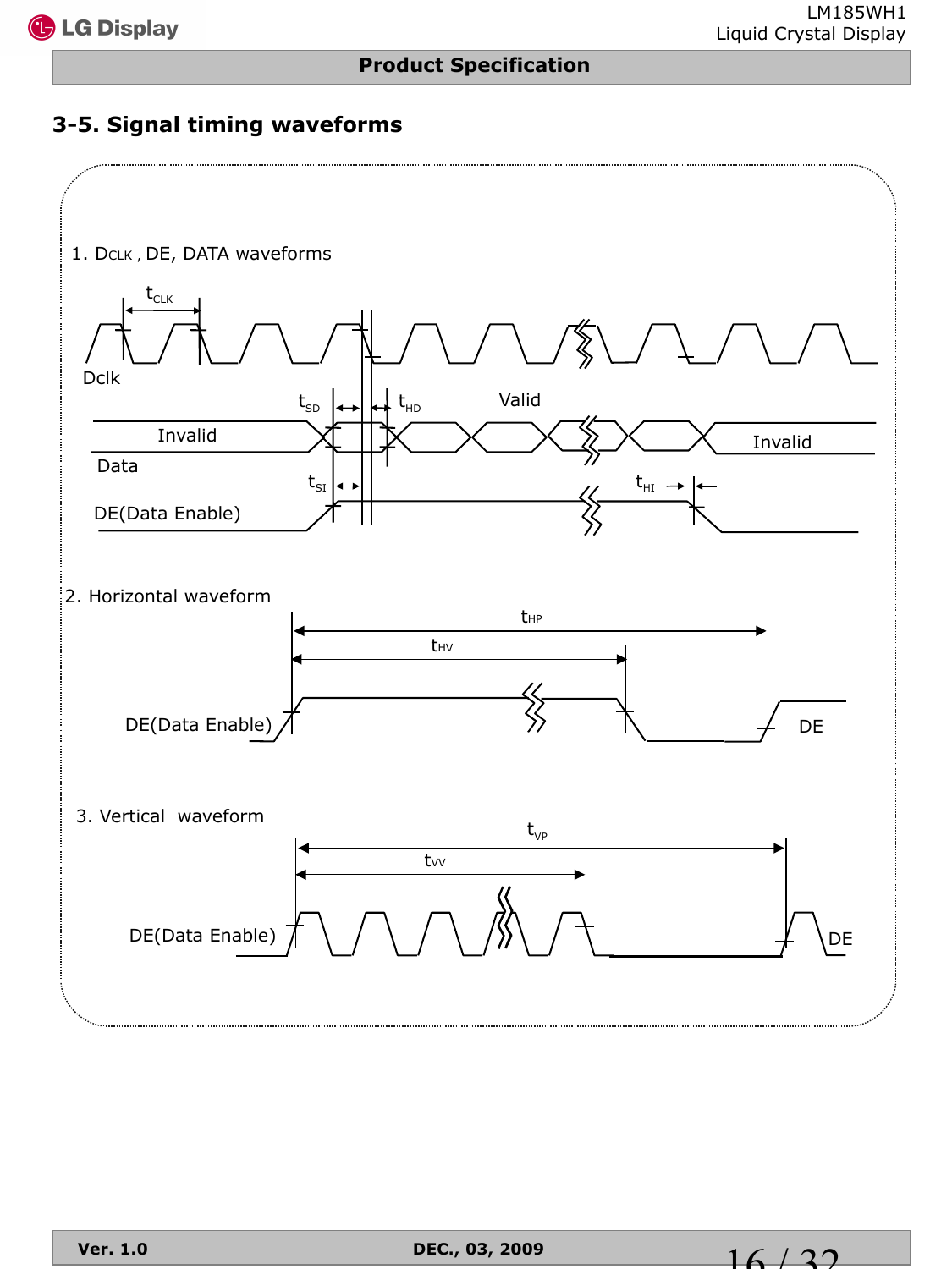## 3-5. Signal timing waveforms

1. $D_{CLK}$ , DE, DATA waveforms

$t_{CLK}$

Dclk

$t_{SD}$ $t_{HD}$ Valid

Invalid Invalid

Data

$t_{SI}$ $t_{HI}$

DE(Data Enable)

2. Horizontal waveform

$t_{HP}$

$t_{HV}$

DE(Data Enable) DE

3. Vertical waveform

$t_{VP}$

$t_{VV}$

DE(Data Enable) DE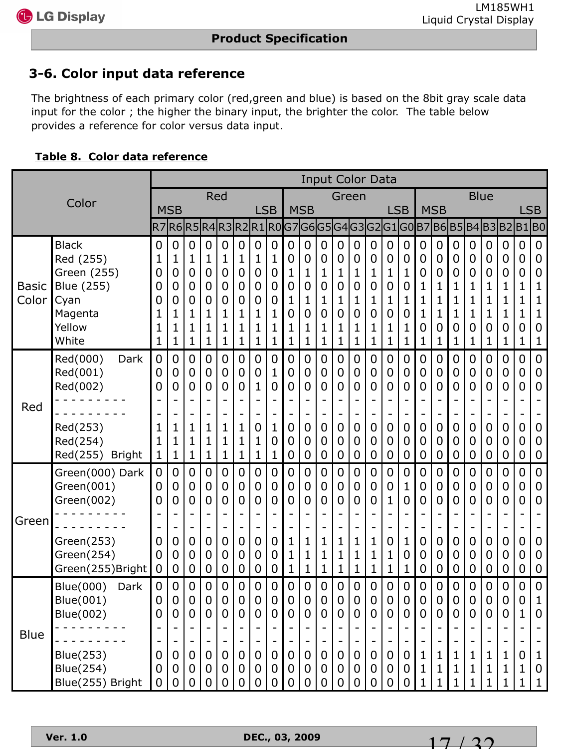## 3-6. Color input data reference

The brightness of each primary color (red,green and blue) is based on the 8bit gray scale data input for the color ; the higher the binary input, the brighter the color. The table below provides a reference for color versus data input.

**Table 8. Color data reference**

| Color | | Input Color Data | | | | | | | | | | | | | | | | | | | | | | | |
|---|---|---|---|---|---|---|---|---|---|---|---|---|---|---|---|---|---|---|---|---|---|---|---|---|---|
| | | Red MSB | | | | | | | LSB | Green MSB | | | | | | | LSB | Blue MSB | | | | | | | LSB |
| | | R7 | R6 | R5 | R4 | R3 | R2 | R1 | R0 | G7 | G6 | G5 | G4 | G3 | G2 | G1 | G0 | B7 | B6 | B5 | B4 | B3 | B2 | B1 | B0 |
| Basic Color | Black | 0 | 0 | 0 | 0 | 0 | 0 | 0 | 0 | 0 | 0 | 0 | 0 | 0 | 0 | 0 | 0 | 0 | 0 | 0 | 0 | 0 | 0 | 0 | 0 |
| | Red (255) | 1 | 1 | 1 | 1 | 1 | 1 | 1 | 1 | 0 | 0 | 0 | 0 | 0 | 0 | 0 | 0 | 0 | 0 | 0 | 0 | 0 | 0 | 0 | 0 |
| | Green (255) | 0 | 0 | 0 | 0 | 0 | 0 | 0 | 0 | 1 | 1 | 1 | 1 | 1 | 1 | 1 | 1 | 0 | 0 | 0 | 0 | 0 | 0 | 0 | 0 |
| | Blue (255) | 0 | 0 | 0 | 0 | 0 | 0 | 0 | 0 | 0 | 0 | 0 | 0 | 0 | 0 | 0 | 0 | 1 | 1 | 1 | 1 | 1 | 1 | 1 | 1 |
| | Cyan | 0 | 0 | 0 | 0 | 0 | 0 | 0 | 0 | 1 | 1 | 1 | 1 | 1 | 1 | 1 | 1 | 1 | 1 | 1 | 1 | 1 | 1 | 1 | 1 |
| | Magenta | 1 | 1 | 1 | 1 | 1 | 1 | 1 | 1 | 0 | 0 | 0 | 0 | 0 | 0 | 0 | 0 | 1 | 1 | 1 | 1 | 1 | 1 | 1 | 1 |
| | Yellow | 1 | 1 | 1 | 1 | 1 | 1 | 1 | 1 | 1 | 1 | 1 | 1 | 1 | 1 | 1 | 1 | 0 | 0 | 0 | 0 | 0 | 0 | 0 | 0 |
| | White | 1 | 1 | 1 | 1 | 1 | 1 | 1 | 1 | 1 | 1 | 1 | 1 | 1 | 1 | 1 | 1 | 1 | 1 | 1 | 1 | 1 | 1 | 1 | 1 |
| Red | Red(000) Dark | 0 | 0 | 0 | 0 | 0 | 0 | 0 | 0 | 0 | 0 | 0 | 0 | 0 | 0 | 0 | 0 | 0 | 0 | 0 | 0 | 0 | 0 | 0 | 0 |
| | Red(001) | 0 | 0 | 0 | 0 | 0 | 0 | 0 | 1 | 0 | 0 | 0 | 0 | 0 | 0 | 0 | 0 | 0 | 0 | 0 | 0 | 0 | 0 | 0 | 0 |
| | Red(002) | 0 | 0 | 0 | 0 | 0 | 0 | 1 | 0 | 0 | 0 | 0 | 0 | 0 | 0 | 0 | 0 | 0 | 0 | 0 | 0 | 0 | 0 | 0 | 0 |
| | - - - - - - - - - | - | - | - | - | - | - | - | - | - | - | - | - | - | - | - | - | - | - | - | - | - | - | - | - |
| | - - - - - - - - - | - | - | - | - | - | - | - | - | - | - | - | - | - | - | - | - | - | - | - | - | - | - | - | - |
| | Red(253) | 1 | 1 | 1 | 1 | 1 | 1 | 0 | 1 | 0 | 0 | 0 | 0 | 0 | 0 | 0 | 0 | 0 | 0 | 0 | 0 | 0 | 0 | 0 | 0 |
| | Red(254) | 1 | 1 | 1 | 1 | 1 | 1 | 1 | 0 | 0 | 0 | 0 | 0 | 0 | 0 | 0 | 0 | 0 | 0 | 0 | 0 | 0 | 0 | 0 | 0 |
| | Red(255) Bright | 1 | 1 | 1 | 1 | 1 | 1 | 1 | 1 | 0 | 0 | 0 | 0 | 0 | 0 | 0 | 0 | 0 | 0 | 0 | 0 | 0 | 0 | 0 | 0 |
| Green | Green(000) Dark | 0 | 0 | 0 | 0 | 0 | 0 | 0 | 0 | 0 | 0 | 0 | 0 | 0 | 0 | 0 | 0 | 0 | 0 | 0 | 0 | 0 | 0 | 0 | 0 |
| | Green(001) | 0 | 0 | 0 | 0 | 0 | 0 | 0 | 0 | 0 | 0 | 0 | 0 | 0 | 0 | 0 | 1 | 0 | 0 | 0 | 0 | 0 | 0 | 0 | 0 |
| | Green(002) | 0 | 0 | 0 | 0 | 0 | 0 | 0 | 0 | 0 | 0 | 0 | 0 | 0 | 0 | 1 | 0 | 0 | 0 | 0 | 0 | 0 | 0 | 0 | 0 |
| | - - - - - - - - - | - | - | - | - | - | - | - | - | - | - | - | - | - | - | - | - | - | - | - | - | - | - | - | - |
| | - - - - - - - - - | - | - | - | - | - | - | - | - | - | - | - | - | - | - | - | - | - | - | - | - | - | - | - | - |
| | Green(253) | 0 | 0 | 0 | 0 | 0 | 0 | 0 | 0 | 1 | 1 | 1 | 1 | 1 | 1 | 0 | 1 | 0 | 0 | 0 | 0 | 0 | 0 | 0 | 0 |
| | Green(254) | 0 | 0 | 0 | 0 | 0 | 0 | 0 | 0 | 1 | 1 | 1 | 1 | 1 | 1 | 1 | 0 | 0 | 0 | 0 | 0 | 0 | 0 | 0 | 0 |
| | Green(255)Bright | 0 | 0 | 0 | 0 | 0 | 0 | 0 | 0 | 1 | 1 | 1 | 1 | 1 | 1 | 1 | 1 | 0 | 0 | 0 | 0 | 0 | 0 | 0 | 0 |
| Blue | Blue(000) Dark | 0 | 0 | 0 | 0 | 0 | 0 | 0 | 0 | 0 | 0 | 0 | 0 | 0 | 0 | 0 | 0 | 0 | 0 | 0 | 0 | 0 | 0 | 0 | 0 |
| | Blue(001) | 0 | 0 | 0 | 0 | 0 | 0 | 0 | 0 | 0 | 0 | 0 | 0 | 0 | 0 | 0 | 0 | 0 | 0 | 0 | 0 | 0 | 0 | 0 | 1 |
| | Blue(002) | 0 | 0 | 0 | 0 | 0 | 0 | 0 | 0 | 0 | 0 | 0 | 0 | 0 | 0 | 0 | 0 | 0 | 0 | 0 | 0 | 0 | 0 | 1 | 0 |
| | - - - - - - - - - | - | - | - | - | - | - | - | - | - | - | - | - | - | - | - | - | - | - | - | - | - | - | - | - |
| | - - - - - - - - - | - | - | - | - | - | - | - | - | - | - | - | - | - | - | - | - | - | - | - | - | - | - | - | - |
| | Blue(253) | 0 | 0 | 0 | 0 | 0 | 0 | 0 | 0 | 0 | 0 | 0 | 0 | 0 | 0 | 0 | 0 | 1 | 1 | 1 | 1 | 1 | 1 | 0 | 1 |
| | Blue(254) | 0 | 0 | 0 | 0 | 0 | 0 | 0 | 0 | 0 | 0 | 0 | 0 | 0 | 0 | 0 | 0 | 1 | 1 | 1 | 1 | 1 | 1 | 1 | 0 |
| | Blue(255) Bright | 0 | 0 | 0 | 0 | 0 | 0 | 0 | 0 | 0 | 0 | 0 | 0 | 0 | 0 | 0 | 0 | 1 | 1 | 1 | 1 | 1 | 1 | 1 | 1 |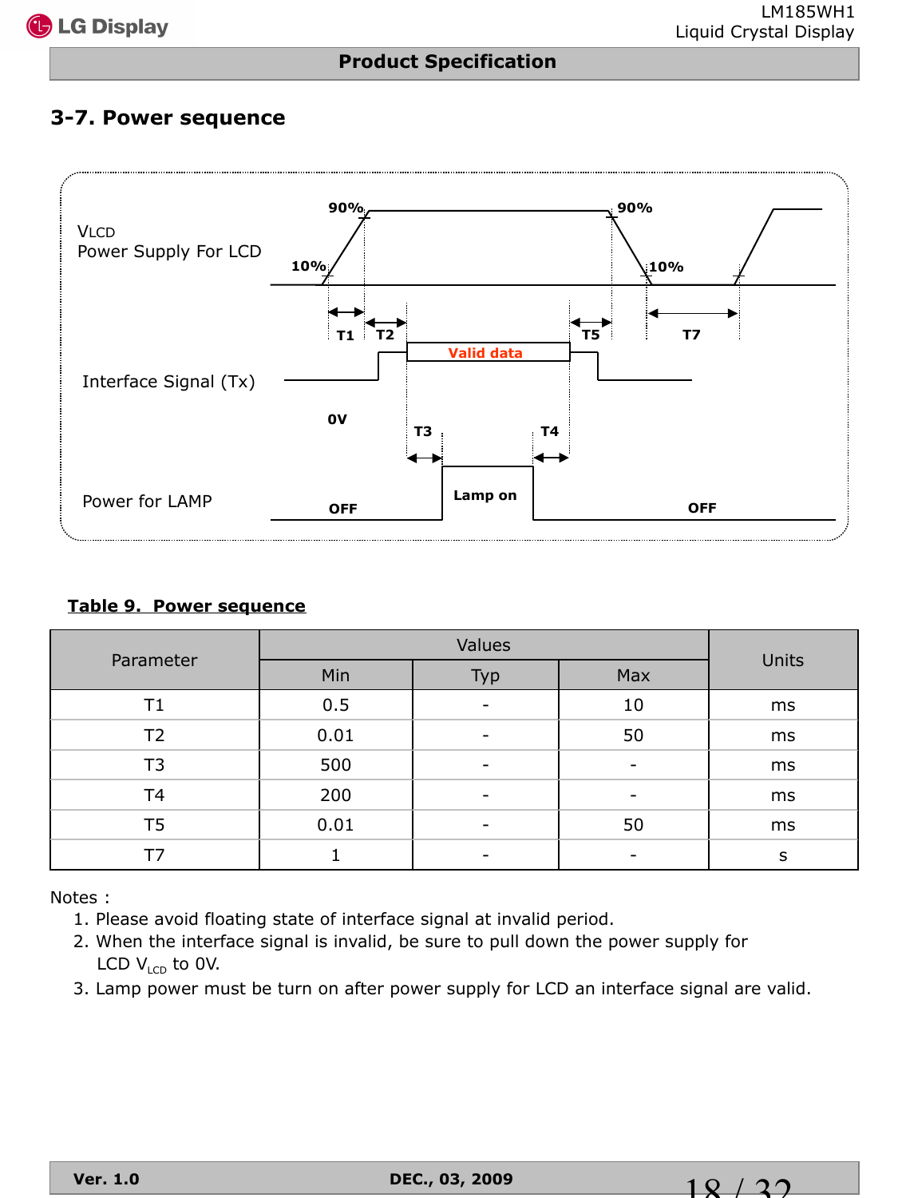### 3-7. Power sequence

VLCD
Power Supply For LCD

90% 90% 10% 10%

T1 T2 T5 T7

Interface Signal (Tx)

Valid data

0V

T3 T4

Power for LAMP

OFF Lamp on OFF

**Table 9. Power sequence**

| Parameter | Values | | | Units |
|---|---|---|---|---|
| | Min | Typ | Max | |
| T1 | 0.5 | - | 10 | ms |
| T2 | 0.01 | - | 50 | ms |
| T3 | 500 | - | - | ms |
| T4 | 200 | - | - | ms |
| T5 | 0.01 | - | 50 | ms |
| T7 | 1 | - | - | s |

Notes :

1. Please avoid floating state of interface signal at invalid period.
2. When the interface signal is invalid, be sure to pull down the power supply for LCD $V_{LCD}$ to 0V.
3. Lamp power must be turn on after power supply for LCD an interface signal are valid.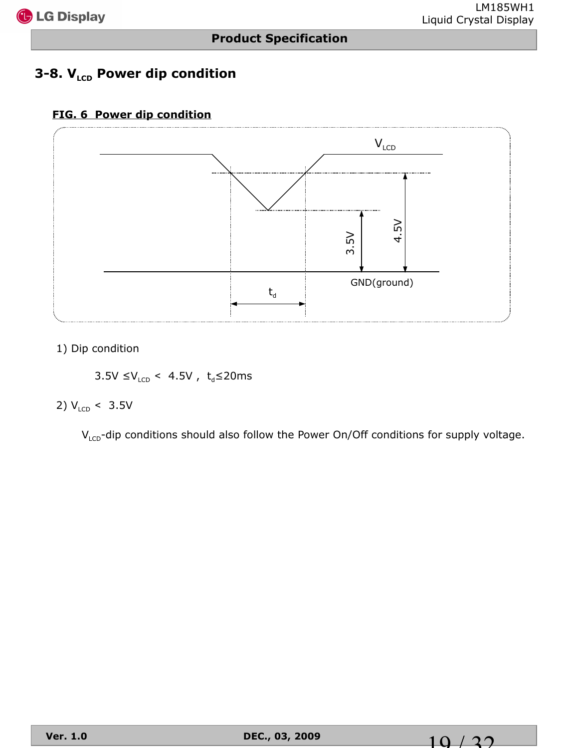## 3-8. $V_{LCD}$ Power dip condition

**FIG. 6 Power dip condition**

$V_{LCD}$

3.5V

4.5V

GND(ground)

$t_d$

1) Dip condition

$3.5V \le V_{LCD} < 4.5V$ , $t_d \le 20ms$

2) $V_{LCD} < 3.5V$

$V_{LCD}$-dip conditions should also follow the Power On/Off conditions for supply voltage.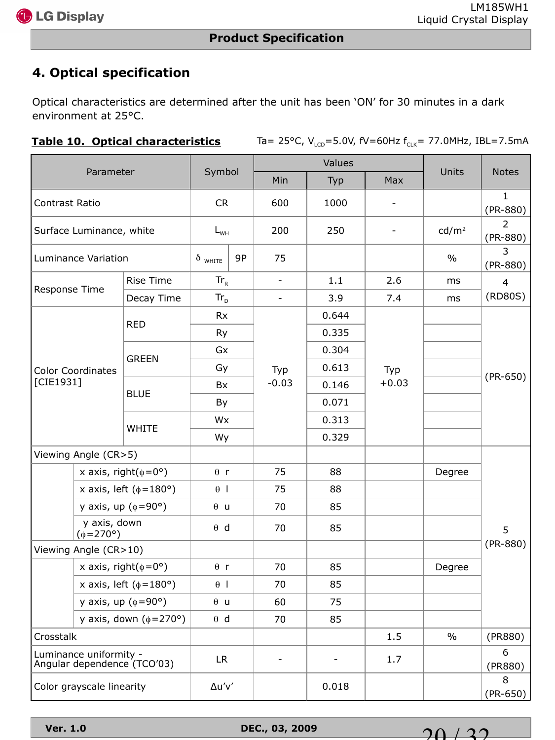## 4. Optical specification

Optical characteristics are determined after the unit has been 'ON' for 30 minutes in a dark environment at 25°C.

**Table 10. Optical characteristics** Ta= 25°C, $V_{LCD}$=5.0V, fV=60Hz $f_{CLK}$= 77.0MHz, IBL=7.5mA

| Parameter | | Symbol | | Values | | | Units | Notes |
|---|---|---|---|---|---|---|---|---|
| | | | | Min | Typ | Max | | |
| Contrast Ratio | | CR | | 600 | 1000 | - | | 1 (PR-880) |
| Surface Luminance, white | | $L_{WH}$ | | 200 | 250 | - | cd/m² | 2 (PR-880) |
| Luminance Variation | | $\delta_{WHITE}$ | 9P | 75 | | | % | 3 (PR-880) |
| Response Time | Rise Time | $Tr_R$ | | - | 1.1 | 2.6 | ms | 4 (RD80S) |
| | Decay Time | $Tr_D$ | | - | 3.9 | 7.4 | ms | |
| Color Coordinates [CIE1931] | RED | Rx | | Typ -0.03 | 0.644 | Typ +0.03 | | (PR-650) |
| | | Ry | | | 0.335 | | | |
| | GREEN | Gx | | | 0.304 | | | |
| | | Gy | | | 0.613 | | | |
| | BLUE | Bx | | | 0.146 | | | |
| | | By | | | 0.071 | | | |
| | WHITE | Wx | | | 0.313 | | | |
| | | Wy | | | 0.329 | | | |
| Viewing Angle (CR>5) | | | | | | | | 5 (PR-880) |
| | x axis, right(φ=0°) | θ r | | 75 | 88 | | Degree | |
| | x axis, left (φ=180°) | θ l | | 75 | 88 | | | |
| | y axis, up (φ=90°) | θ u | | 70 | 85 | | | |
| | y axis, down (φ=270°) | θ d | | 70 | 85 | | | |
| Viewing Angle (CR>10) | | | | | | | | |
| | x axis, right(φ=0°) | θ r | | 70 | 85 | | Degree | |
| | x axis, left (φ=180°) | θ l | | 70 | 85 | | | |
| | y axis, up (φ=90°) | θ u | | 60 | 75 | | | |
| | y axis, down (φ=270°) | θ d | | 70 | 85 | | | |
| Crosstalk | | | | | | 1.5 | % | (PR880) |
| Luminance uniformity - Angular dependence (TCO'03) | | LR | | - | - | 1.7 | | 6 (PR880) |
| Color grayscale linearity | | Δu'v' | | | 0.018 | | | 8 (PR-650) |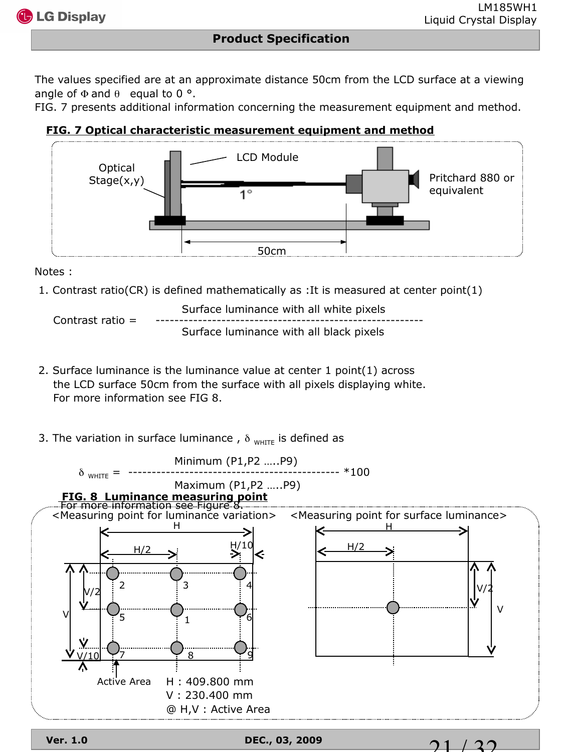The values specified are at an approximate distance 50cm from the LCD surface at a viewing angle of $\Phi$ and $\theta$ equal to 0 °.
FIG. 7 presents additional information concerning the measurement equipment and method.

**FIG. 7 Optical characteristic measurement equipment and method**

Optical Stage(x,y)

LCD Module

1°

Pritchard 880 or equivalent

50cm

Notes :

1. Contrast ratio(CR) is defined mathematically as :It is measured at center point(1)

$$\text{Contrast ratio} = \frac{\text{Surface luminance with all white pixels}}{\text{Surface luminance with all black pixels}}$$

2. Surface luminance is the luminance value at center 1 point(1) across the LCD surface 50cm from the surface with all pixels displaying white. For more information see FIG 8.

3. The variation in surface luminance , $\delta_{WHITE}$ is defined as

$$\delta_{WHITE} = \frac{\text{Minimum (P1,P2 …..P9)}}{\text{Maximum (P1,P2 …..P9)}} *100$$

For more information see Figure 8.

**FIG. 8 Luminance measuring point**

<Measuring point for luminance variation>

H, H/2, H/10, V, V/2, V/10

2, 3, 4, 5, 1, 6, 7, 8, 9

Active Area

H : 409.800 mm
V : 230.400 mm
@ H,V : Active Area

<Measuring point for surface luminance>

H, H/2, V, V/2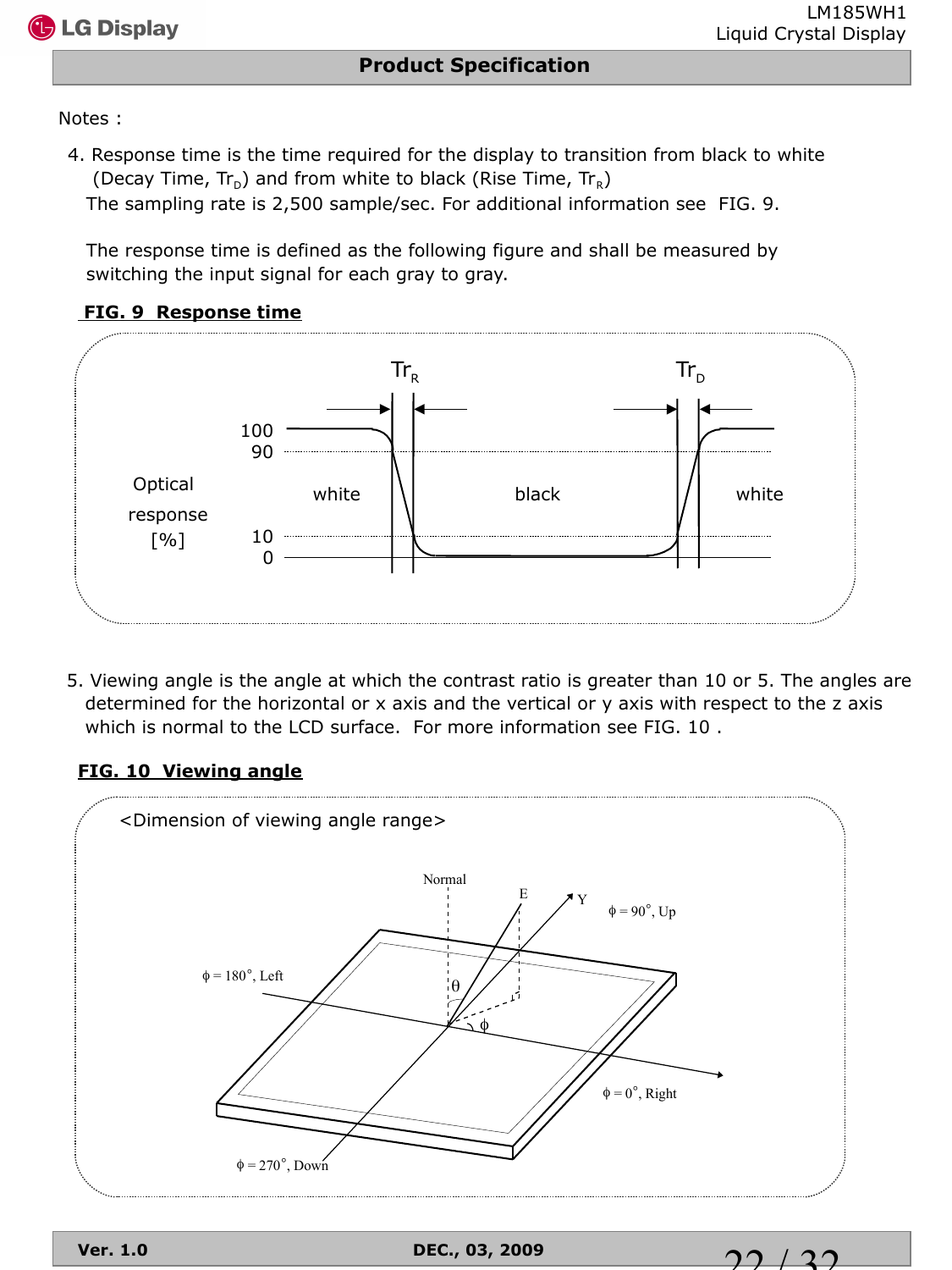Notes :

4. Response time is the time required for the display to transition from black to white (Decay Time, $Tr_D$) and from white to black (Rise Time, $Tr_R$)
   The sampling rate is 2,500 sample/sec. For additional information see FIG. 9.

   The response time is defined as the following figure and shall be measured by switching the input signal for each gray to gray.

**FIG. 9 Response time**

5. Viewing angle is the angle at which the contrast ratio is greater than 10 or 5. The angles are determined for the horizontal or x axis and the vertical or y axis with respect to the z axis which is normal to the LCD surface. For more information see FIG. 10 .

**FIG. 10 Viewing angle**

<Dimension of viewing angle range>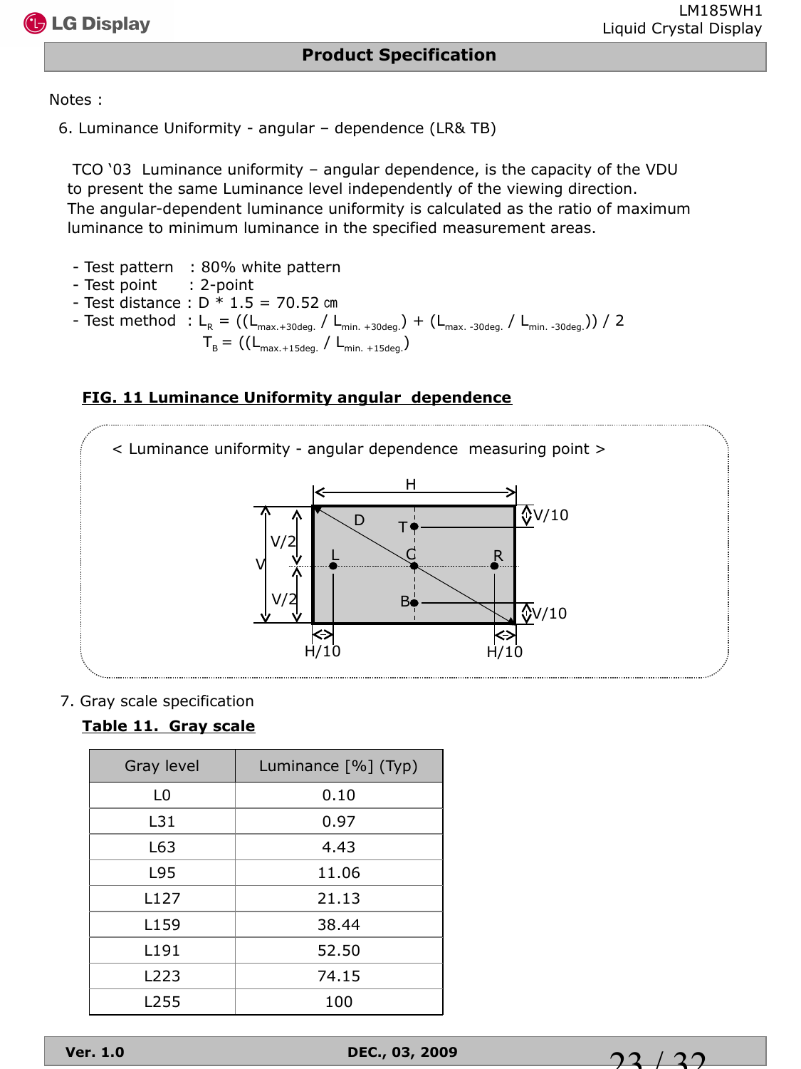Notes :

6. Luminance Uniformity - angular – dependence (LR& TB)

TCO '03 Luminance uniformity – angular dependence, is the capacity of the VDU to present the same Luminance level independently of the viewing direction. The angular-dependent luminance uniformity is calculated as the ratio of maximum luminance to minimum luminance in the specified measurement areas.

- Test pattern : 80% white pattern
- Test point : 2-point
- Test distance : D * 1.5 = 70.52 ㎝
- Test method : $L_R = ((L_{max.+30deg.} / L_{min.+30deg.}) + (L_{max.-30deg.} / L_{min.-30deg.})) / 2$

  $T_B = ((L_{max.+15deg.} / L_{min.+15deg.})$

**FIG. 11 Luminance Uniformity angular dependence**

< Luminance uniformity - angular dependence measuring point >

7. Gray scale specification

**Table 11. Gray scale**

| Gray level | Luminance [%] (Typ) |
|---|---|
| L0 | 0.10 |
| L31 | 0.97 |
| L63 | 4.43 |
| L95 | 11.06 |
| L127 | 21.13 |
| L159 | 38.44 |
| L191 | 52.50 |
| L223 | 74.15 |
| L255 | 100 |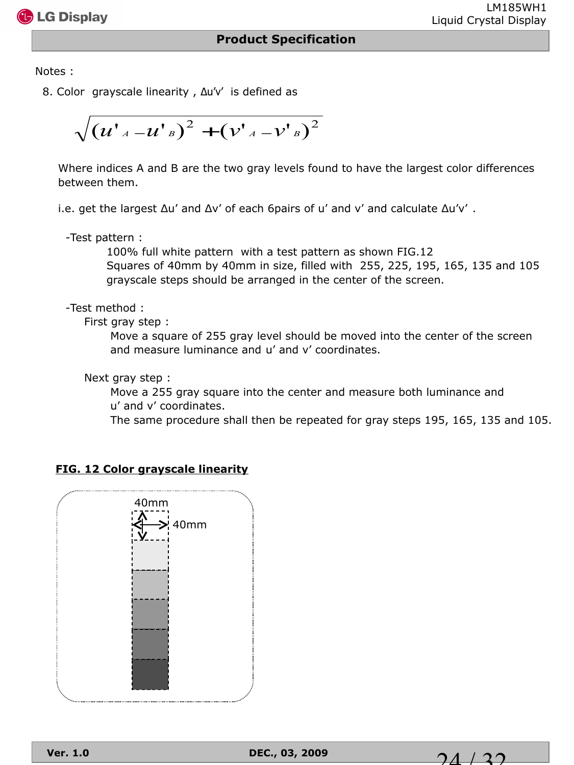Notes :

8. Color grayscale linearity , $\Delta u'v'$ is defined as

$$\sqrt{(u'_A - u'_B)^2 + (v'_A - v'_B)^2}$$

Where indices A and B are the two gray levels found to have the largest color differences between them.

i.e. get the largest $\Delta u'$ and $\Delta v'$ of each 6pairs of u' and v' and calculate $\Delta u'v'$ .

-Test pattern :

100% full white pattern with a test pattern as shown FIG.12
Squares of 40mm by 40mm in size, filled with 255, 225, 195, 165, 135 and 105 grayscale steps should be arranged in the center of the screen.

-Test method :

First gray step :

Move a square of 255 gray level should be moved into the center of the screen and measure luminance and u' and v' coordinates.

Next gray step :

Move a 255 gray square into the center and measure both luminance and u' and v' coordinates.
The same procedure shall then be repeated for gray steps 195, 165, 135 and 105.

**FIG. 12 Color grayscale linearity**

40mm

40mm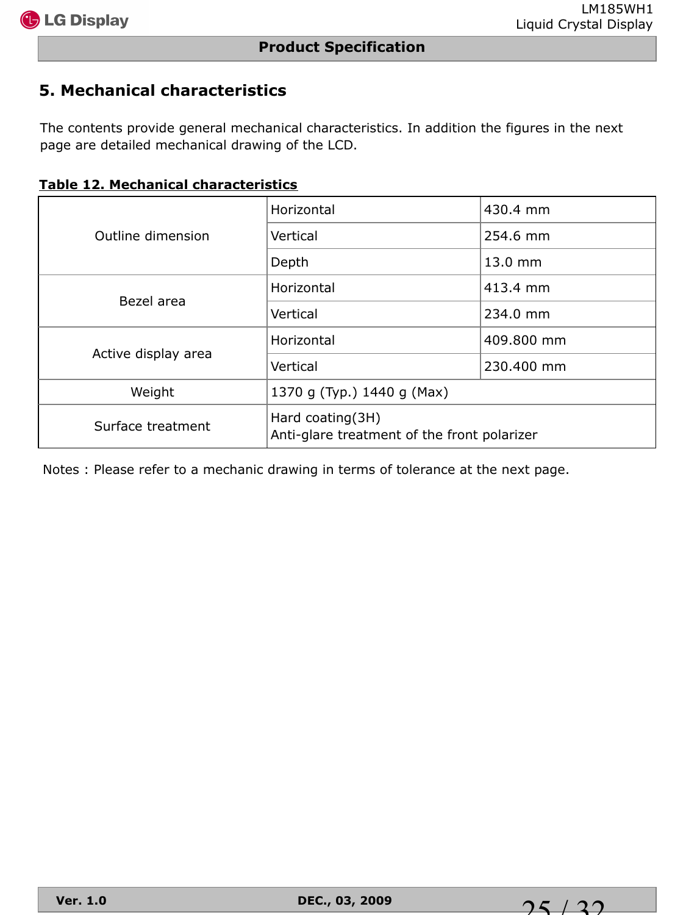## 5. Mechanical characteristics

The contents provide general mechanical characteristics. In addition the figures in the next page are detailed mechanical drawing of the LCD.

**Table 12. Mechanical characteristics**

| | | |
|---|---|---|
| Outline dimension | Horizontal | 430.4 mm |
| | Vertical | 254.6 mm |
| | Depth | 13.0 mm |
| Bezel area | Horizontal | 413.4 mm |
| | Vertical | 234.0 mm |
| Active display area | Horizontal | 409.800 mm |
| | Vertical | 230.400 mm |
| Weight | 1370 g (Typ.) 1440 g (Max) | |
| Surface treatment | Hard coating(3H)<br>Anti-glare treatment of the front polarizer | |

Notes : Please refer to a mechanic drawing in terms of tolerance at the next page.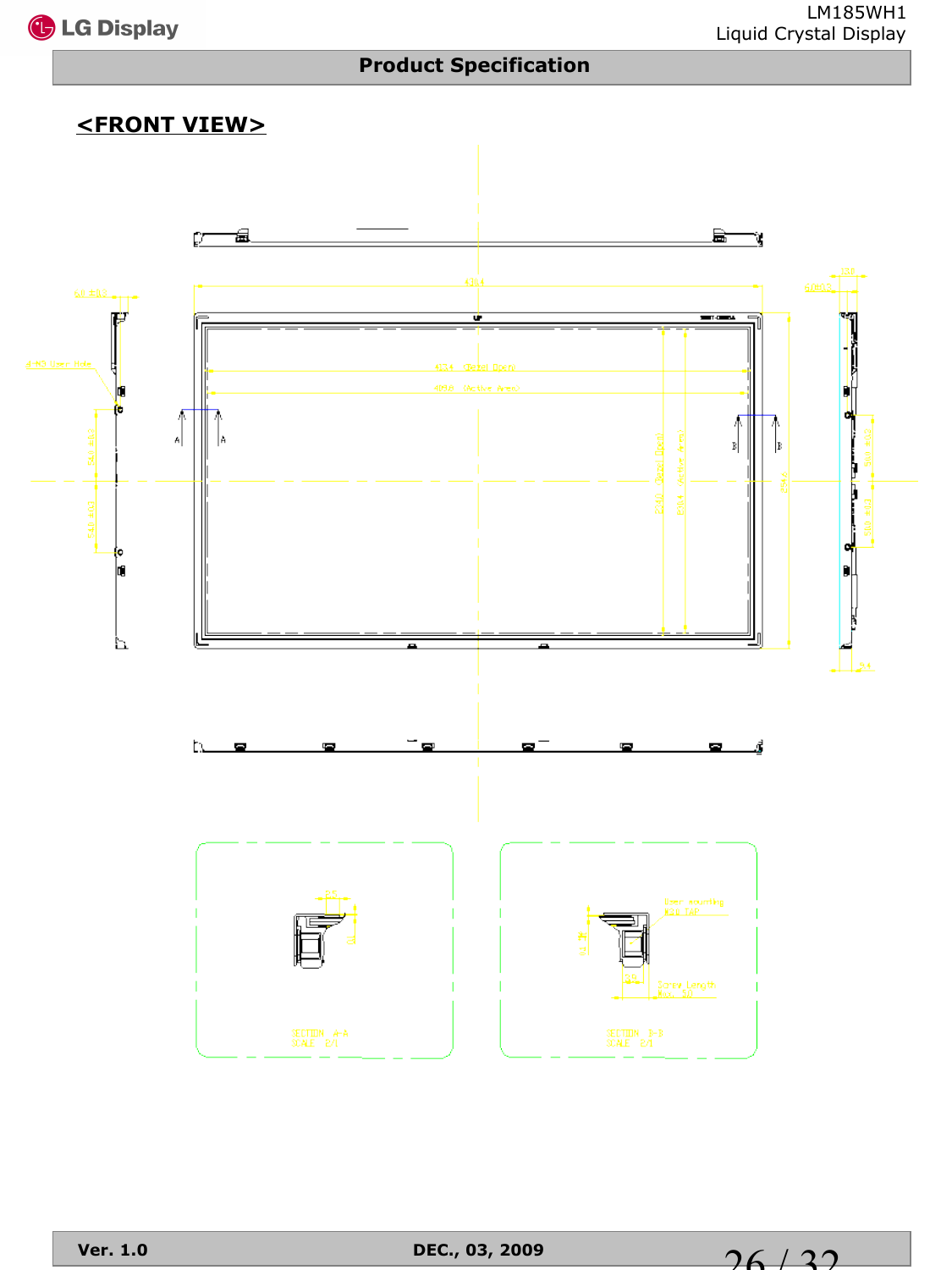## <FRONT VIEW>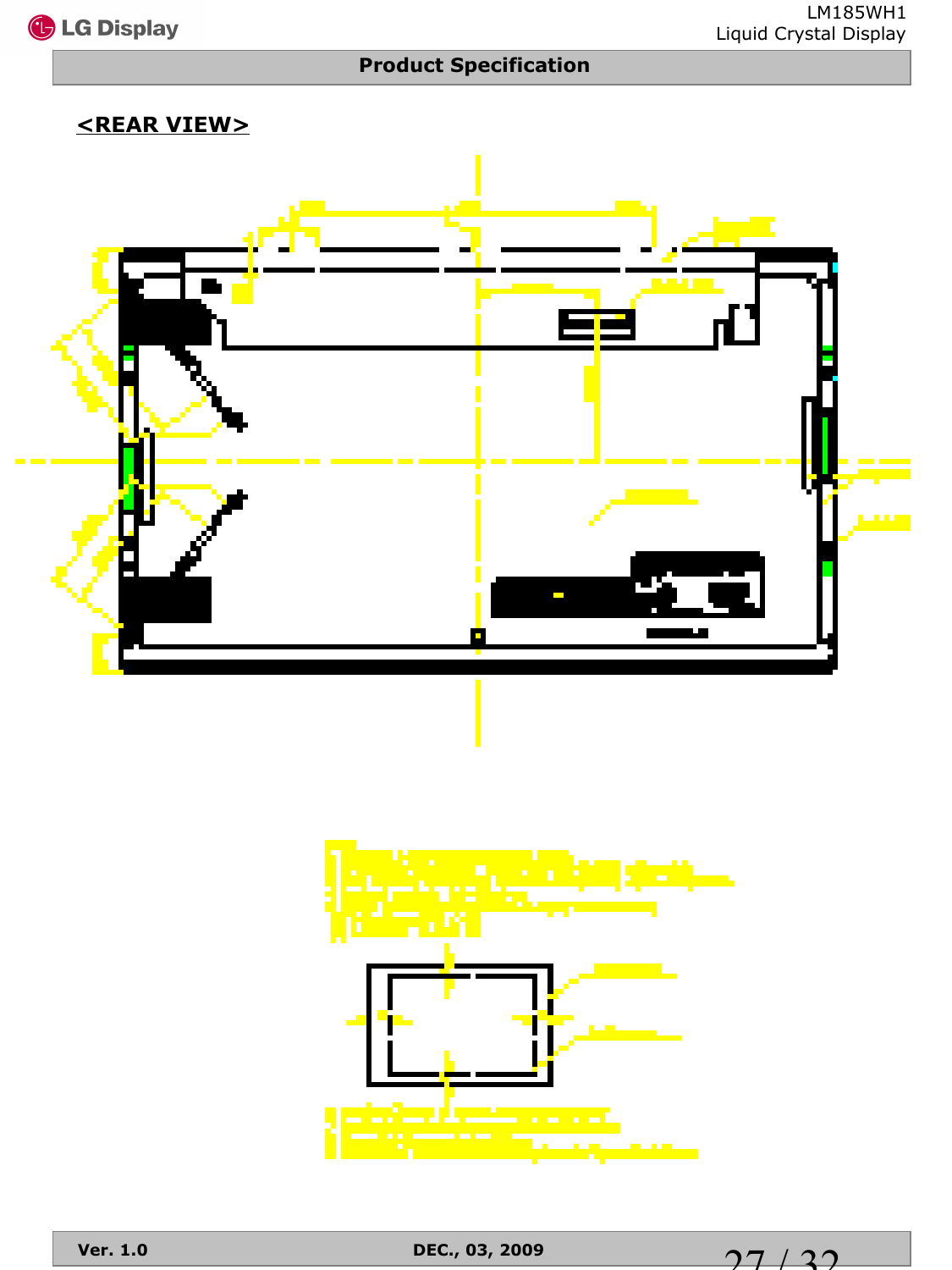<REAR VIEW>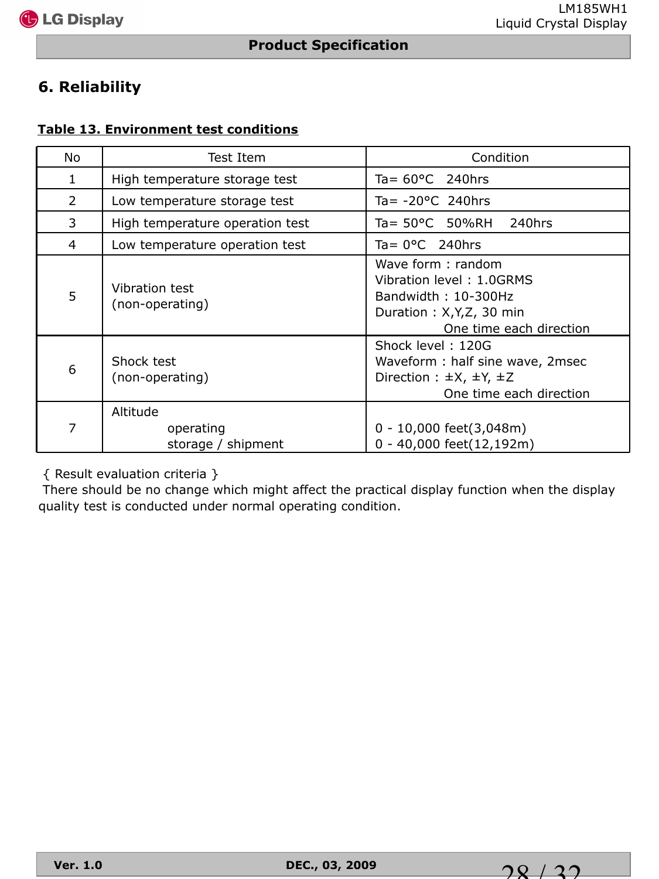## 6. Reliability

**Table 13. Environment test conditions**

| No | Test Item | Condition |
|---|---|---|
| 1 | High temperature storage test | Ta= 60°C 240hrs |
| 2 | Low temperature storage test | Ta= -20°C 240hrs |
| 3 | High temperature operation test | Ta= 50°C 50%RH 240hrs |
| 4 | Low temperature operation test | Ta= 0°C 240hrs |
| 5 | Vibration test (non-operating) | Wave form : random<br>Vibration level : 1.0GRMS<br>Bandwidth : 10-300Hz<br>Duration : X,Y,Z, 30 min<br>One time each direction |
| 6 | Shock test (non-operating) | Shock level : 120G<br>Waveform : half sine wave, 2msec<br>Direction : ±X, ±Y, ±Z<br>One time each direction |
| 7 | Altitude<br>operating<br>storage / shipment | <br>0 - 10,000 feet(3,048m)<br>0 - 40,000 feet(12,192m) |

{ Result evaluation criteria }

There should be no change which might affect the practical display function when the display quality test is conducted under normal operating condition.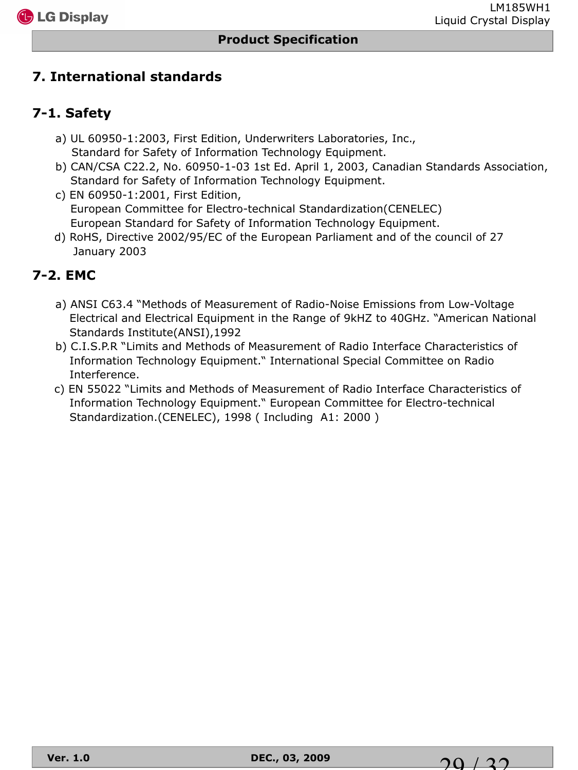# 7. International standards

## 7-1. Safety

a) UL 60950-1:2003, First Edition, Underwriters Laboratories, Inc., Standard for Safety of Information Technology Equipment.

b) CAN/CSA C22.2, No. 60950-1-03 1st Ed. April 1, 2003, Canadian Standards Association, Standard for Safety of Information Technology Equipment.

c) EN 60950-1:2001, First Edition, European Committee for Electro-technical Standardization(CENELEC) European Standard for Safety of Information Technology Equipment.

d) RoHS, Directive 2002/95/EC of the European Parliament and of the council of 27 January 2003

## 7-2. EMC

a) ANSI C63.4 "Methods of Measurement of Radio-Noise Emissions from Low-Voltage Electrical and Electrical Equipment in the Range of 9kHZ to 40GHz. "American National Standards Institute(ANSI),1992

b) C.I.S.P.R "Limits and Methods of Measurement of Radio Interface Characteristics of Information Technology Equipment." International Special Committee on Radio Interference.

c) EN 55022 "Limits and Methods of Measurement of Radio Interface Characteristics of Information Technology Equipment." European Committee for Electro-technical Standardization.(CENELEC), 1998 ( Including A1: 2000 )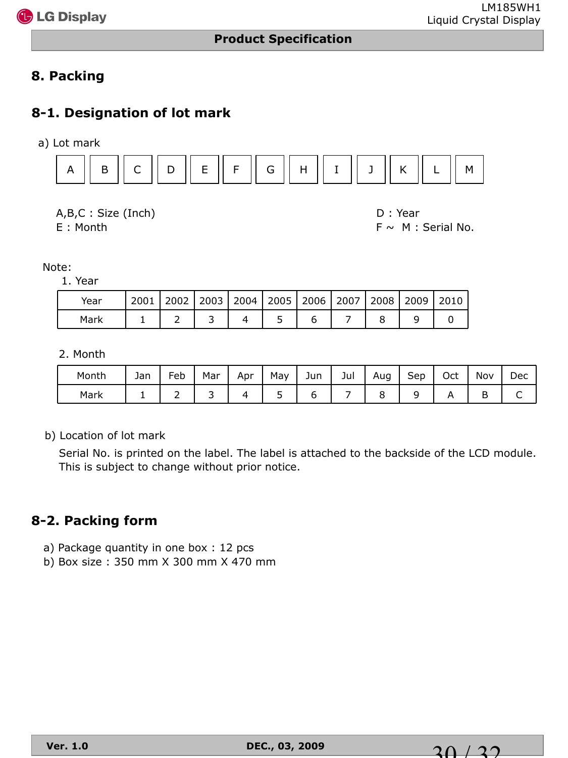# 8. Packing

## 8-1. Designation of lot mark

a) Lot mark

| A | B | C | D | E | F | G | H | I | J | K | L | M |
|---|---|---|---|---|---|---|---|---|---|---|---|---|

A,B,C : Size (Inch)
E : Month
D : Year
F ~ M : Serial No.

Note:

1. Year

| Year | 2001 | 2002 | 2003 | 2004 | 2005 | 2006 | 2007 | 2008 | 2009 | 2010 |
|---|---|---|---|---|---|---|---|---|---|---|
| Mark | 1 | 2 | 3 | 4 | 5 | 6 | 7 | 8 | 9 | 0 |

2. Month

| Month | Jan | Feb | Mar | Apr | May | Jun | Jul | Aug | Sep | Oct | Nov | Dec |
|---|---|---|---|---|---|---|---|---|---|---|---|---|
| Mark | 1 | 2 | 3 | 4 | 5 | 6 | 7 | 8 | 9 | A | B | C |

b) Location of lot mark

Serial No. is printed on the label. The label is attached to the backside of the LCD module. This is subject to change without prior notice.

## 8-2. Packing form

a) Package quantity in one box : 12 pcs
b) Box size : 350 mm X 300 mm X 470 mm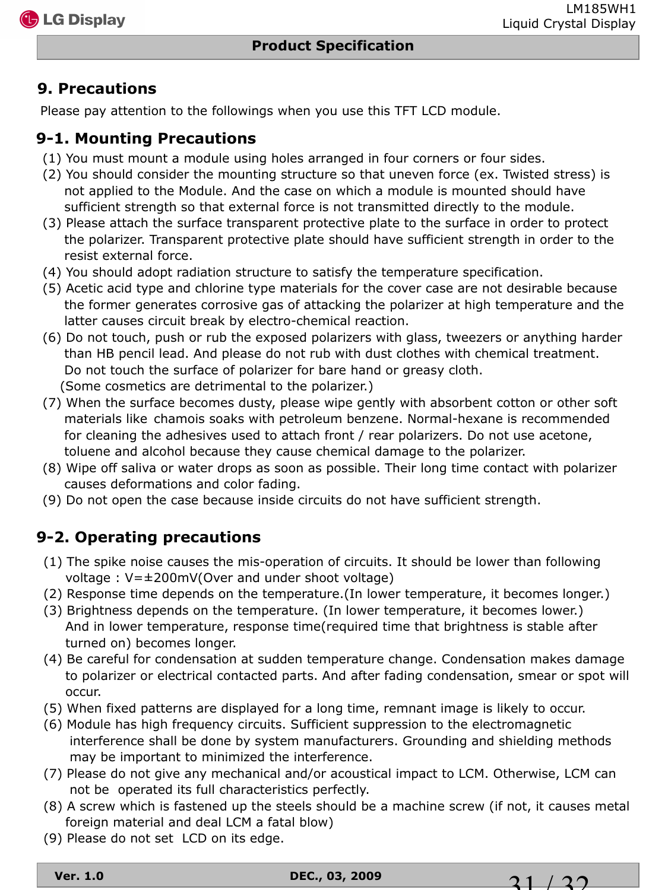## 9. Precautions

Please pay attention to the followings when you use this TFT LCD module.

### 9-1. Mounting Precautions

(1) You must mount a module using holes arranged in four corners or four sides.
(2) You should consider the mounting structure so that uneven force (ex. Twisted stress) is not applied to the Module. And the case on which a module is mounted should have sufficient strength so that external force is not transmitted directly to the module.
(3) Please attach the surface transparent protective plate to the surface in order to protect the polarizer. Transparent protective plate should have sufficient strength in order to the resist external force.
(4) You should adopt radiation structure to satisfy the temperature specification.
(5) Acetic acid type and chlorine type materials for the cover case are not desirable because the former generates corrosive gas of attacking the polarizer at high temperature and the latter causes circuit break by electro-chemical reaction.
(6) Do not touch, push or rub the exposed polarizers with glass, tweezers or anything harder than HB pencil lead. And please do not rub with dust clothes with chemical treatment. Do not touch the surface of polarizer for bare hand or greasy cloth. (Some cosmetics are detrimental to the polarizer.)
(7) When the surface becomes dusty, please wipe gently with absorbent cotton or other soft materials like chamois soaks with petroleum benzene. Normal-hexane is recommended for cleaning the adhesives used to attach front / rear polarizers. Do not use acetone, toluene and alcohol because they cause chemical damage to the polarizer.
(8) Wipe off saliva or water drops as soon as possible. Their long time contact with polarizer causes deformations and color fading.
(9) Do not open the case because inside circuits do not have sufficient strength.

### 9-2. Operating precautions

(1) The spike noise causes the mis-operation of circuits. It should be lower than following voltage : V=±200mV(Over and under shoot voltage)
(2) Response time depends on the temperature.(In lower temperature, it becomes longer.)
(3) Brightness depends on the temperature. (In lower temperature, it becomes lower.) And in lower temperature, response time(required time that brightness is stable after turned on) becomes longer.
(4) Be careful for condensation at sudden temperature change. Condensation makes damage to polarizer or electrical contacted parts. And after fading condensation, smear or spot will occur.
(5) When fixed patterns are displayed for a long time, remnant image is likely to occur.
(6) Module has high frequency circuits. Sufficient suppression to the electromagnetic interference shall be done by system manufacturers. Grounding and shielding methods may be important to minimized the interference.
(7) Please do not give any mechanical and/or acoustical impact to LCM. Otherwise, LCM can not be operated its full characteristics perfectly.
(8) A screw which is fastened up the steels should be a machine screw (if not, it causes metal foreign material and deal LCM a fatal blow)
(9) Please do not set LCD on its edge.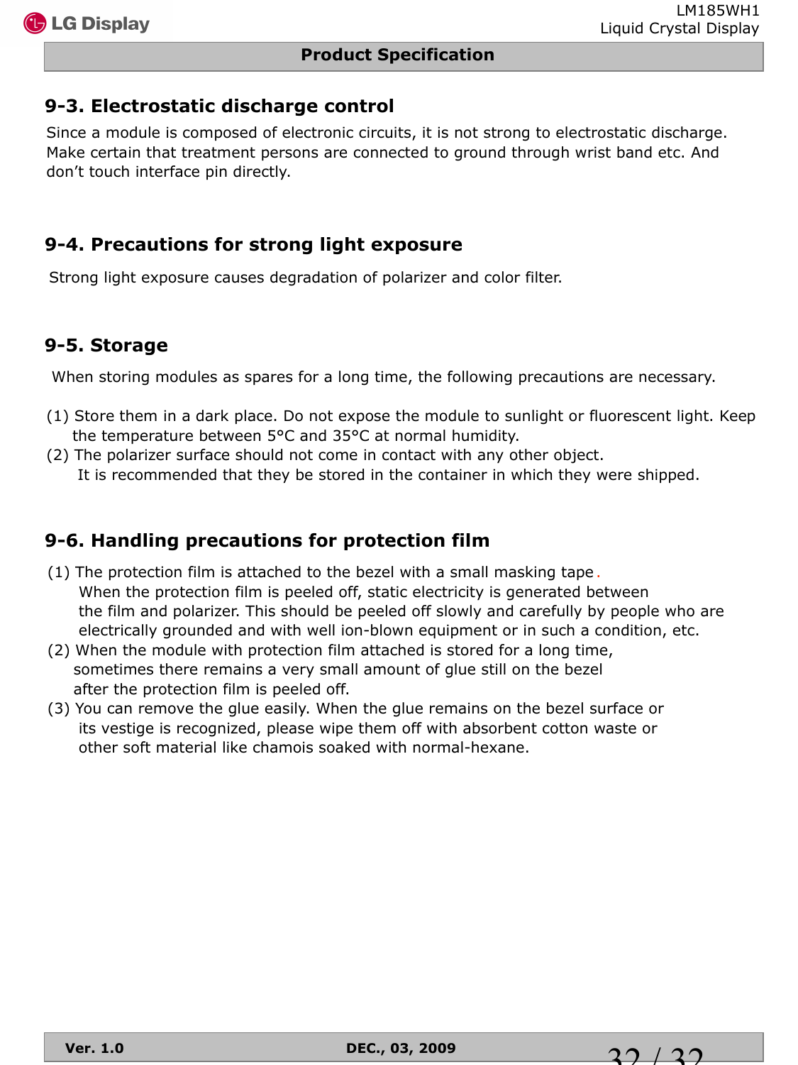## 9-3. Electrostatic discharge control

Since a module is composed of electronic circuits, it is not strong to electrostatic discharge. Make certain that treatment persons are connected to ground through wrist band etc. And don't touch interface pin directly.

## 9-4. Precautions for strong light exposure

Strong light exposure causes degradation of polarizer and color filter.

## 9-5. Storage

When storing modules as spares for a long time, the following precautions are necessary.

(1) Store them in a dark place. Do not expose the module to sunlight or fluorescent light. Keep the temperature between 5°C and 35°C at normal humidity.
(2) The polarizer surface should not come in contact with any other object.
It is recommended that they be stored in the container in which they were shipped.

## 9-6. Handling precautions for protection film

(1) The protection film is attached to the bezel with a small masking tape.
When the protection film is peeled off, static electricity is generated between the film and polarizer. This should be peeled off slowly and carefully by people who are electrically grounded and with well ion-blown equipment or in such a condition, etc.
(2) When the module with protection film attached is stored for a long time, sometimes there remains a very small amount of glue still on the bezel after the protection film is peeled off.
(3) You can remove the glue easily. When the glue remains on the bezel surface or its vestige is recognized, please wipe them off with absorbent cotton waste or other soft material like chamois soaked with normal-hexane.